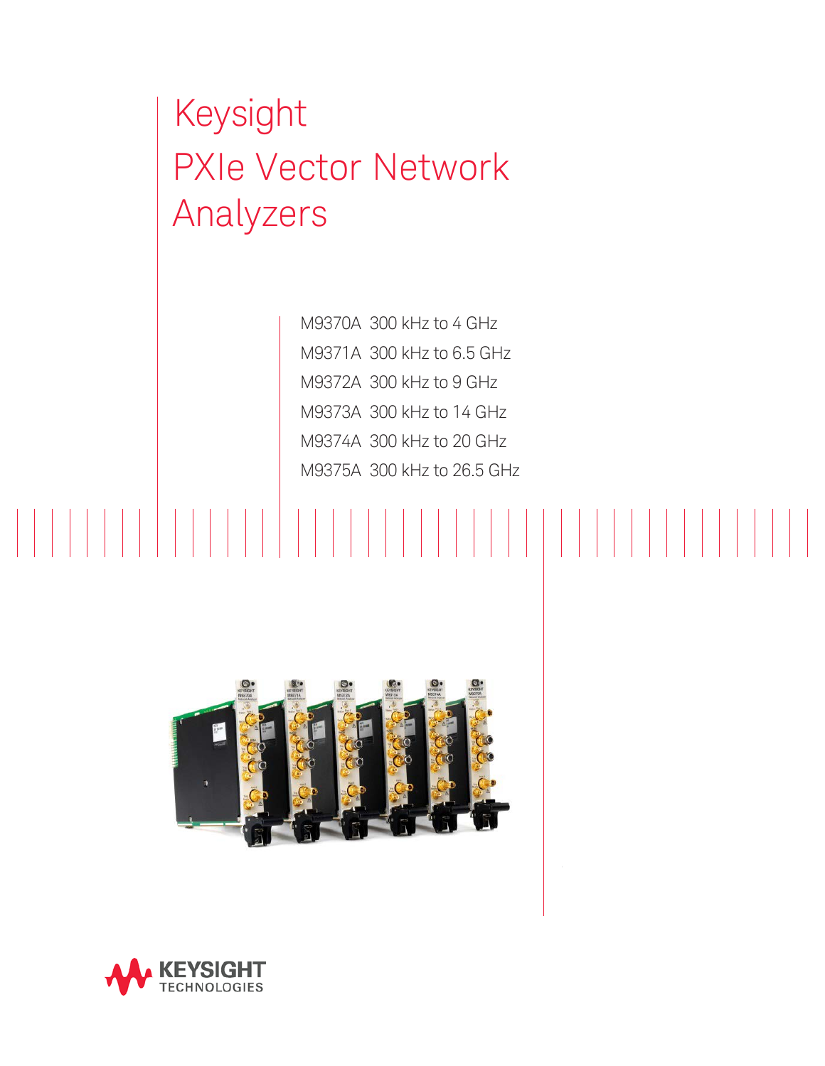# Keysight PXIe Vector Network Analyzers

M9370A 300 kHz to 4 GHz

M9371A 300 kHz to 6.5 GHz

M9372A 300 kHz to 9 GHz

M9373A 300 kHz to 14 GHz

M9374A 300 kHz to 20 GHz

M9375A 300 kHz to 26.5 GHz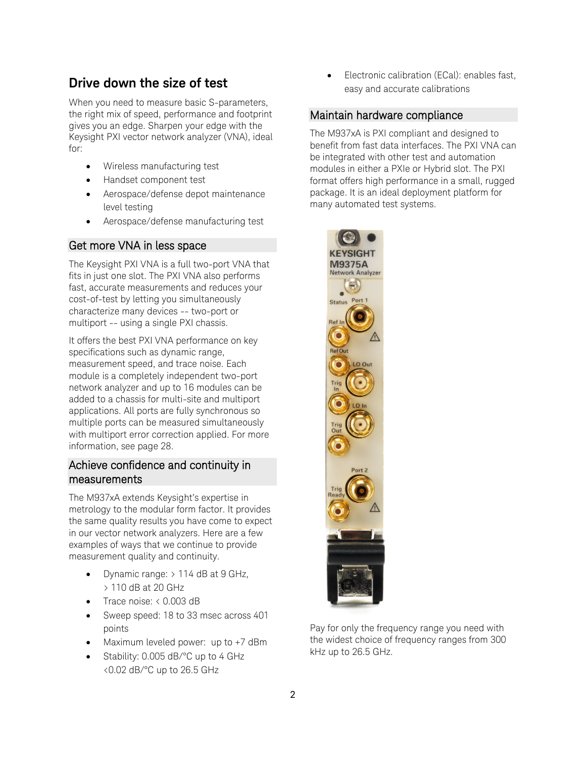# Drive down the size of test

When you need to measure basic S-parameters, the right mix of speed, performance and footprint gives you an edge. Sharpen your edge with the Keysight PXI vector network analyzer (VNA), ideal for:

- Wireless manufacturing test
- Handset component test
- Aerospace/defense depot maintenance level testing
- Aerospace/defense manufacturing test

## Get more VNA in less space

The Keysight PXI VNA is a full two-port VNA that fits in just one slot. The PXI VNA also performs fast, accurate measurements and reduces your cost-of-test by letting you simultaneously characterize many devices -- two-port or multiport -- using a single PXI chassis.

It offers the best PXI VNA performance on key specifications such as dynamic range, measurement speed, and trace noise. Each module is a completely independent two-port network analyzer and up to 16 modules can be added to a chassis for multi-site and multiport applications. All ports are fully synchronous so multiple ports can be measured simultaneously with multiport error correction applied. For more information, see page 28.

## Achieve confidence and continuity in measurements

The M937xA extends Keysight's expertise in metrology to the modular form factor. It provides the same quality results you have come to expect in our vector network analyzers. Here are a few examples of ways that we continue to provide measurement quality and continuity.

- Dynamic range: > 114 dB at 9 GHz, > 110 dB at 20 GHz
- Trace noise: < 0.003 dB
- Sweep speed: 18 to 33 msec across 401 points
- Maximum leveled power: up to +7 dBm
- Stability: 0.005 dB/°C up to 4 GHz <0.02 dB/°C up to 26.5 GHz
- Electronic calibration (ECal): enables fast, easy and accurate calibrations

## Maintain hardware compliance

The M937xA is PXI compliant and designed to benefit from fast data interfaces. The PXI VNA can be integrated with other test and automation modules in either a PXIe or Hybrid slot. The PXI format offers high performance in a small, rugged package. It is an ideal deployment platform for many automated test systems.

Pay for only the frequency range you need with the widest choice of frequency ranges from 300 kHz up to 26.5 GHz.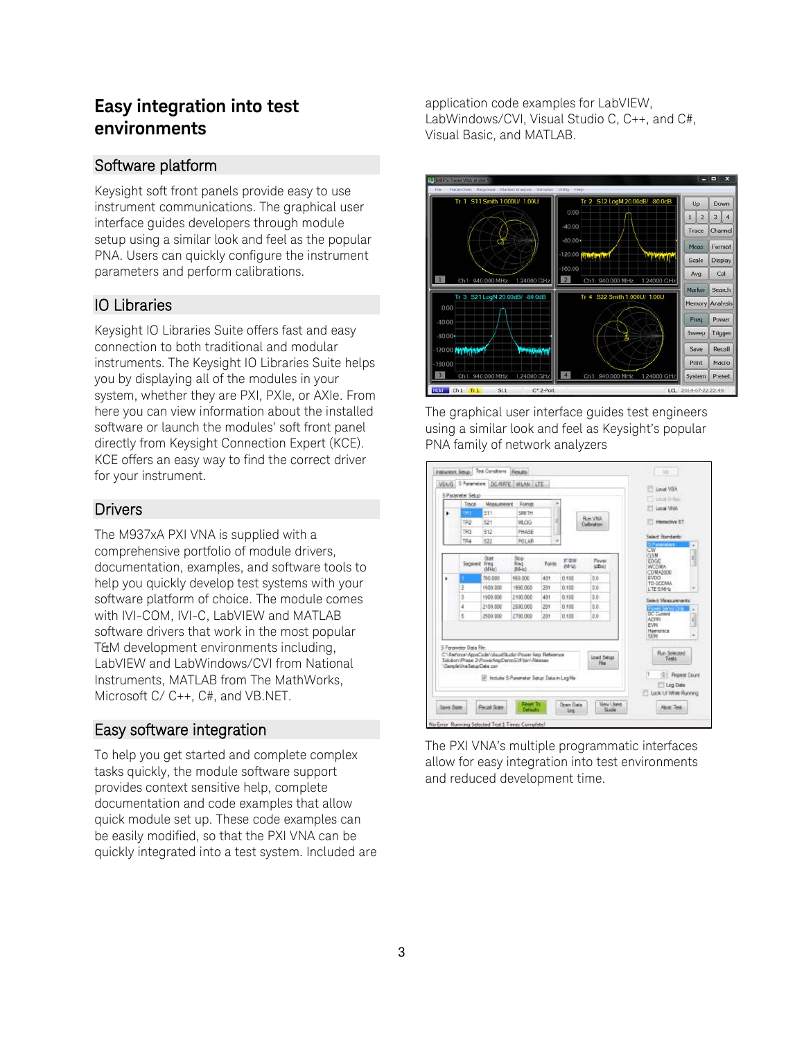## Easy integration into test environments

### Software platform

Keysight soft front panels provide easy to use instrument communications. The graphical user interface guides developers through module setup using a similar look and feel as the popular PNA. Users can quickly configure the instrument parameters and perform calibrations.

### IO Libraries

Keysight IO Libraries Suite offers fast and easy connection to both traditional and modular instruments. The Keysight IO Libraries Suite helps you by displaying all of the modules in your system, whether they are PXI, PXIe, or AXIe. From here you can view information about the installed software or launch the modules' soft front panel directly from Keysight Connection Expert (KCE). KCE offers an easy way to find the correct driver for your instrument.

### Drivers

The M937xA PXI VNA is supplied with a comprehensive portfolio of module drivers, documentation, examples, and software tools to help you quickly develop test systems with your software platform of choice. The module comes with IVI-COM, IVI-C, LabVIEW and MATLAB software drivers that work in the most popular T&M development environments including, LabVIEW and LabWindows/CVI from National Instruments, MATLAB from The MathWorks, Microsoft C/ C++, C#, and VB.NET.

### Easy software integration

To help you get started and complete complex tasks quickly, the module software support provides context sensitive help, complete documentation and code examples that allow quick module set up. These code examples can be easily modified, so that the PXI VNA can be quickly integrated into a test system. Included are application code examples for LabVIEW, LabWindows/CVI, Visual Studio C, C++, and C#, Visual Basic, and MATLAB.

The graphical user interface guides test engineers using a similar look and feel as Keysight's popular PNA family of network analyzers

The PXI VNA's multiple programmatic interfaces allow for easy integration into test environments and reduced development time.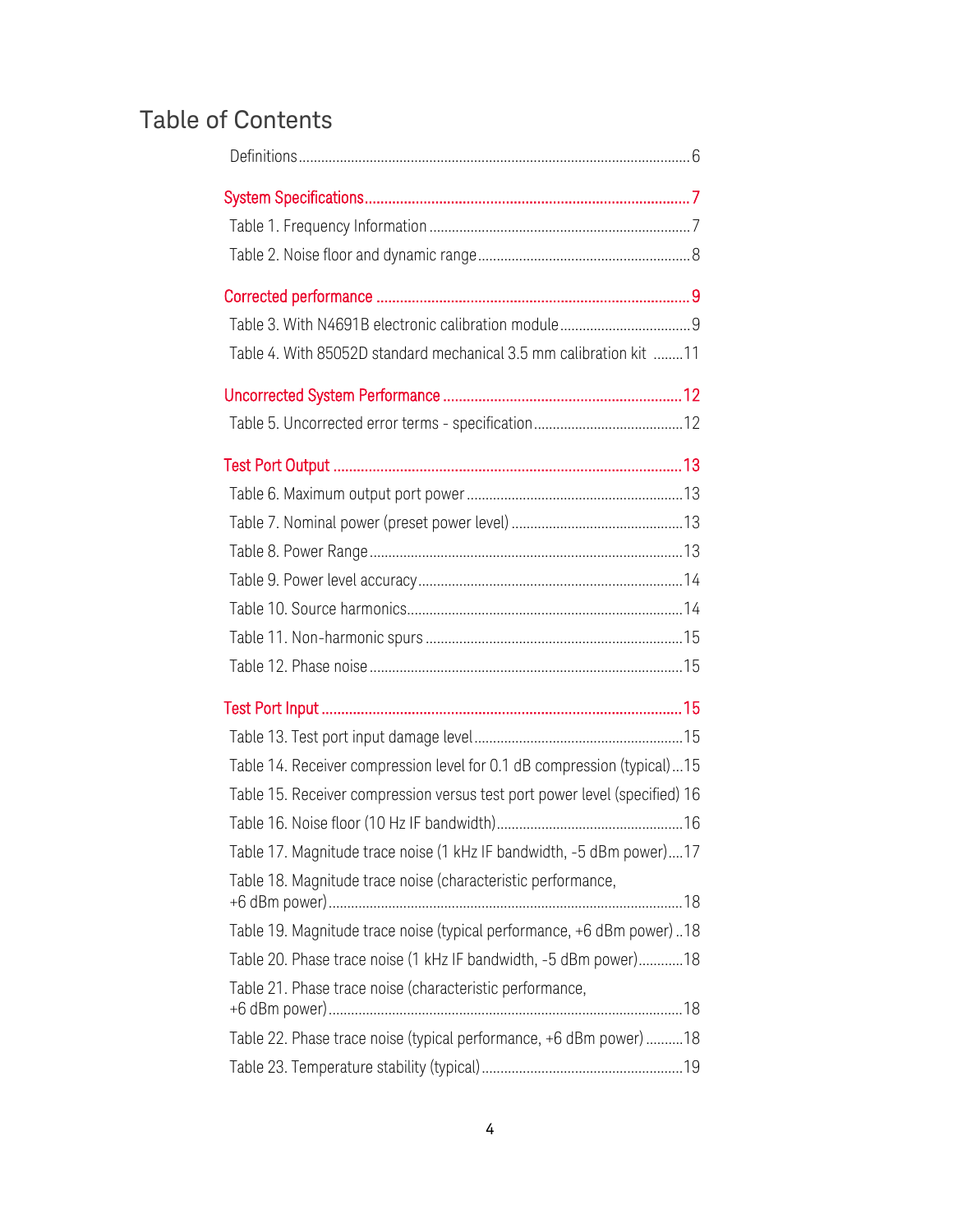# Table of Contents

Definitions ........ 6

**System Specifications ........ 7**

- Table 1. Frequency Information ........ 7
- Table 2. Noise floor and dynamic range ........ 8

**Corrected performance ........ 9**

- Table 3. With N4691B electronic calibration module ........ 9
- Table 4. With 85052D standard mechanical 3.5 mm calibration kit ........ 11

**Uncorrected System Performance ........ 12**

- Table 5. Uncorrected error terms - specification ........ 12

**Test Port Output ........ 13**

- Table 6. Maximum output port power ........ 13
- Table 7. Nominal power (preset power level) ........ 13
- Table 8. Power Range ........ 13
- Table 9. Power level accuracy ........ 14
- Table 10. Source harmonics ........ 14
- Table 11. Non-harmonic spurs ........ 15
- Table 12. Phase noise ........ 15

**Test Port Input ........ 15**

- Table 13. Test port input damage level ........ 15
- Table 14. Receiver compression level for 0.1 dB compression (typical) ........ 15
- Table 15. Receiver compression versus test port power level (specified) ........ 16
- Table 16. Noise floor (10 Hz IF bandwidth) ........ 16
- Table 17. Magnitude trace noise (1 kHz IF bandwidth, -5 dBm power) ........ 17
- Table 18. Magnitude trace noise (characteristic performance, +6 dBm power) ........ 18
- Table 19. Magnitude trace noise (typical performance, +6 dBm power) ........ 18
- Table 20. Phase trace noise (1 kHz IF bandwidth, -5 dBm power) ........ 18
- Table 21. Phase trace noise (characteristic performance, +6 dBm power) ........ 18
- Table 22. Phase trace noise (typical performance, +6 dBm power) ........ 18
- Table 23. Temperature stability (typical) ........ 19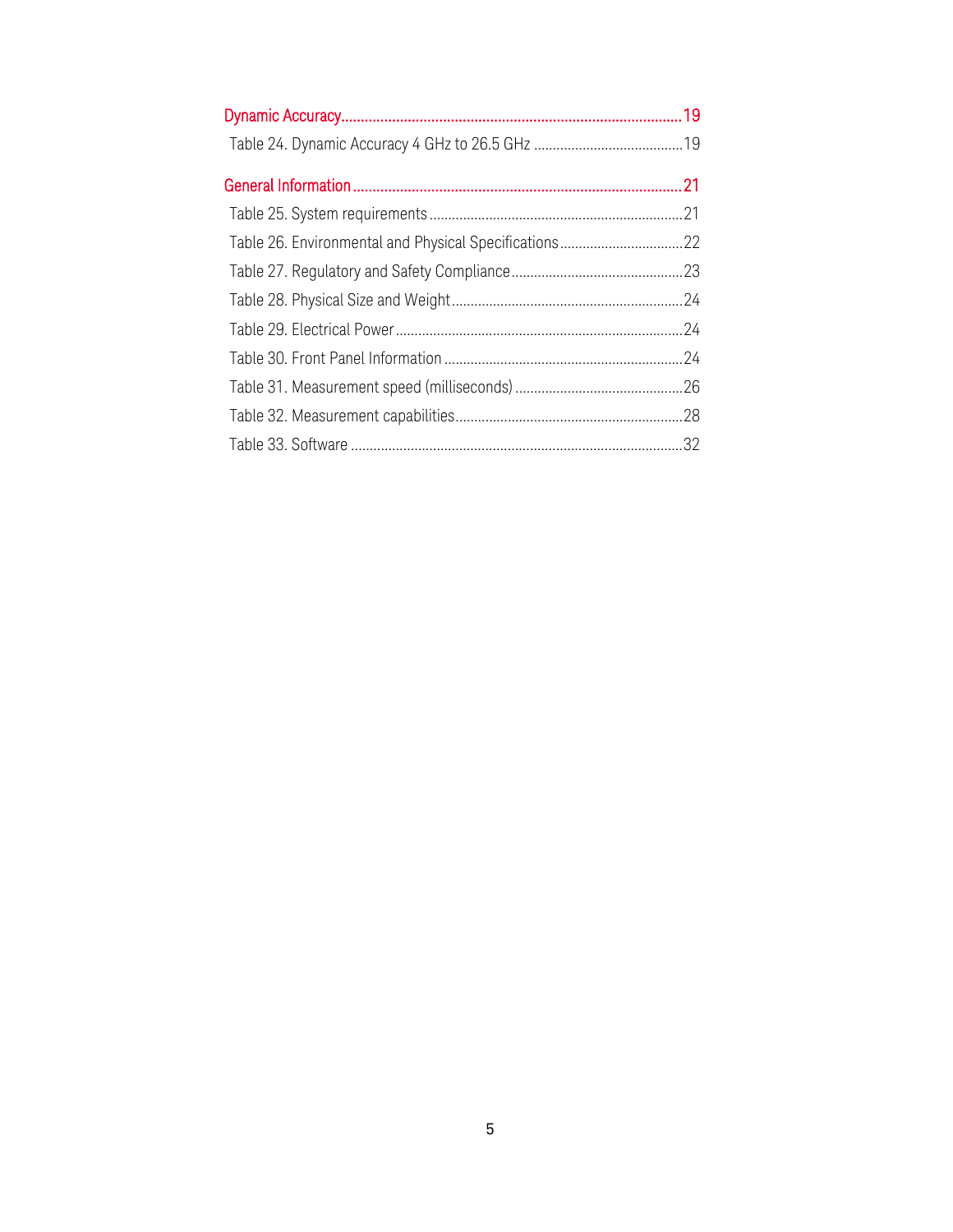Dynamic Accuracy........................................................................................19

Table 24. Dynamic Accuracy 4 GHz to 26.5 GHz ........................................19

General Information....................................................................................21

Table 25. System requirements....................................................................21

Table 26. Environmental and Physical Specifications..................................22

Table 27. Regulatory and Safety Compliance..............................................23

Table 28. Physical Size and Weight..............................................................24

Table 29. Electrical Power.............................................................................24

Table 30. Front Panel Information ................................................................24

Table 31. Measurement speed (milliseconds) .............................................26

Table 32. Measurement capabilities.............................................................28

Table 33. Software .........................................................................................32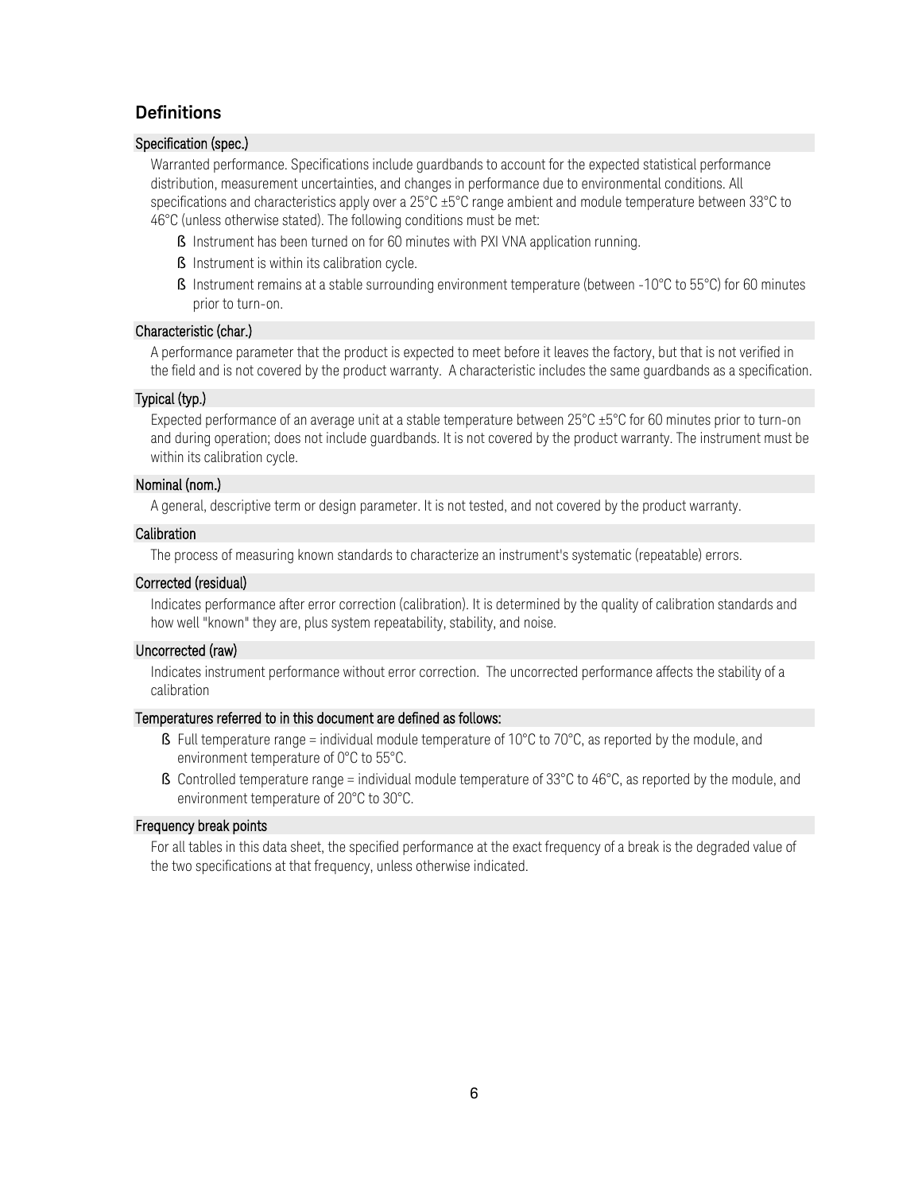## Definitions

### Specification (spec.)

Warranted performance. Specifications include guardbands to account for the expected statistical performance distribution, measurement uncertainties, and changes in performance due to environmental conditions. All specifications and characteristics apply over a 25°C ±5°C range ambient and module temperature between 33°C to 46°C (unless otherwise stated). The following conditions must be met:

- Instrument has been turned on for 60 minutes with PXI VNA application running.
- Instrument is within its calibration cycle.
- Instrument remains at a stable surrounding environment temperature (between -10°C to 55°C) for 60 minutes prior to turn-on.

### Characteristic (char.)

A performance parameter that the product is expected to meet before it leaves the factory, but that is not verified in the field and is not covered by the product warranty. A characteristic includes the same guardbands as a specification.

### Typical (typ.)

Expected performance of an average unit at a stable temperature between 25°C ±5°C for 60 minutes prior to turn-on and during operation; does not include guardbands. It is not covered by the product warranty. The instrument must be within its calibration cycle.

### Nominal (nom.)

A general, descriptive term or design parameter. It is not tested, and not covered by the product warranty.

### Calibration

The process of measuring known standards to characterize an instrument's systematic (repeatable) errors.

### Corrected (residual)

Indicates performance after error correction (calibration). It is determined by the quality of calibration standards and how well "known" they are, plus system repeatability, stability, and noise.

### Uncorrected (raw)

Indicates instrument performance without error correction. The uncorrected performance affects the stability of a calibration

### Temperatures referred to in this document are defined as follows:

- Full temperature range = individual module temperature of 10°C to 70°C, as reported by the module, and environment temperature of 0°C to 55°C.
- Controlled temperature range = individual module temperature of 33°C to 46°C, as reported by the module, and environment temperature of 20°C to 30°C.

### Frequency break points

For all tables in this data sheet, the specified performance at the exact frequency of a break is the degraded value of the two specifications at that frequency, unless otherwise indicated.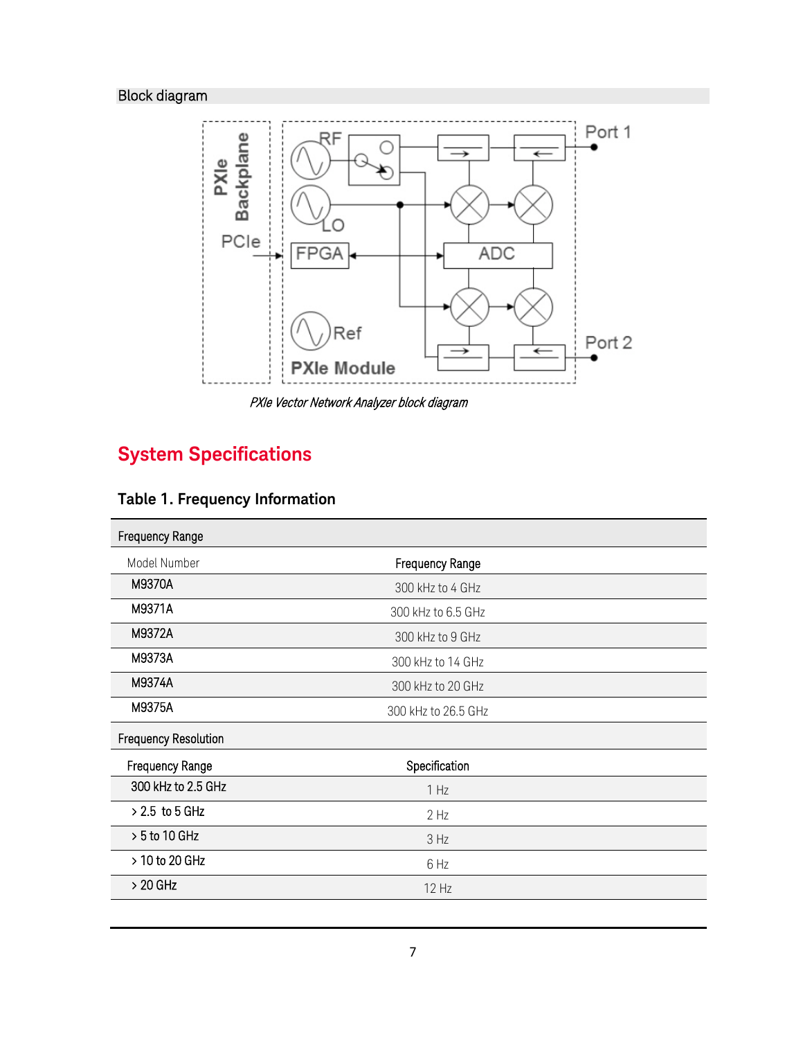Block diagram

*PXIe Vector Network Analyzer block diagram*

## System Specifications

### Table 1. Frequency Information

| Frequency Range | |
|---|---|
| Model Number | Frequency Range |
| M9370A | 300 kHz to 4 GHz |
| M9371A | 300 kHz to 6.5 GHz |
| M9372A | 300 kHz to 9 GHz |
| M9373A | 300 kHz to 14 GHz |
| M9374A | 300 kHz to 20 GHz |
| M9375A | 300 kHz to 26.5 GHz |
| **Frequency Resolution** | |
| Frequency Range | Specification |
| 300 kHz to 2.5 GHz | 1 Hz |
| > 2.5 to 5 GHz | 2 Hz |
| > 5 to 10 GHz | 3 Hz |
| > 10 to 20 GHz | 6 Hz |
| > 20 GHz | 12 Hz |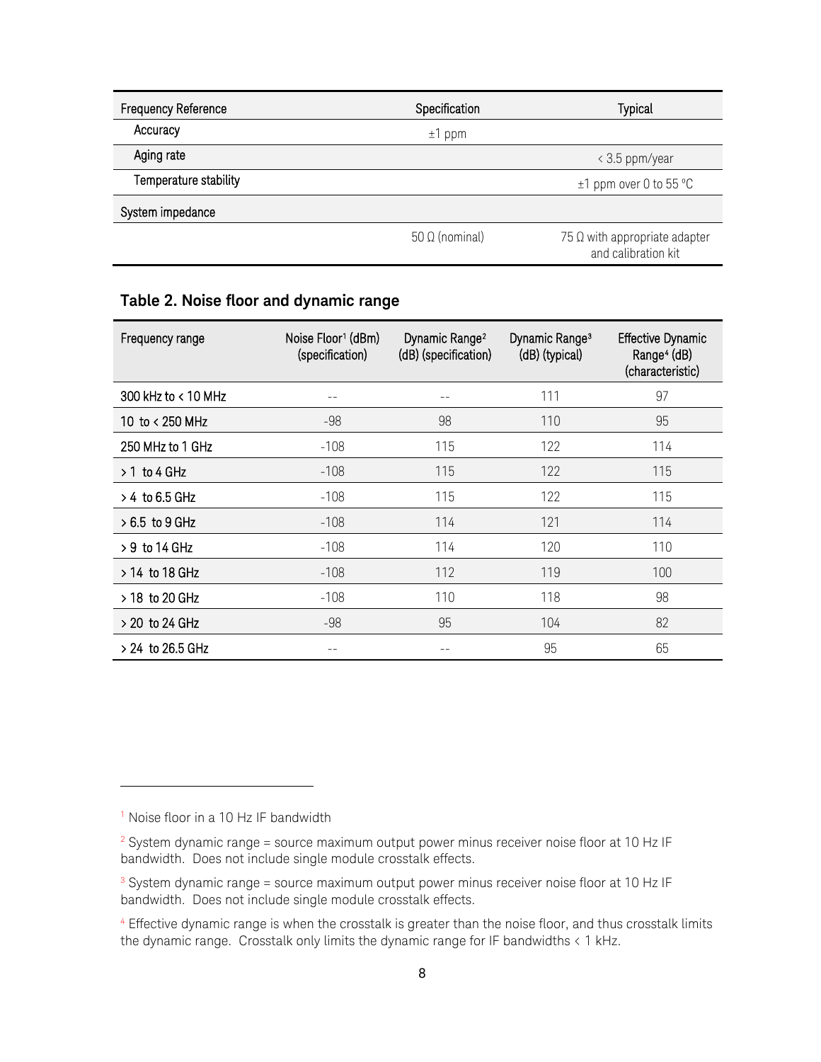| Frequency Reference | Specification | Typical |
|---|---|---|
| Accuracy | ±1 ppm | |
| Aging rate | | < 3.5 ppm/year |
| Temperature stability | | ±1 ppm over 0 to 55 °C |
| System impedance | | |
| | 50 Ω (nominal) | 75 Ω with appropriate adapter and calibration kit |

### Table 2. Noise floor and dynamic range

| Frequency range | Noise Floor[1] (dBm) (specification) | Dynamic Range[2] (dB) (specification) | Dynamic Range[3] (dB) (typical) | Effective Dynamic Range[4] (dB) (characteristic) |
|---|---|---|---|---|
| 300 kHz to < 10 MHz | -- | -- | 111 | 97 |
| 10 to < 250 MHz | -98 | 98 | 110 | 95 |
| 250 MHz to 1 GHz | -108 | 115 | 122 | 114 |
| > 1 to 4 GHz | -108 | 115 | 122 | 115 |
| > 4 to 6.5 GHz | -108 | 115 | 122 | 115 |
| > 6.5 to 9 GHz | -108 | 114 | 121 | 114 |
| > 9 to 14 GHz | -108 | 114 | 120 | 110 |
| > 14 to 18 GHz | -108 | 112 | 119 | 100 |
| > 18 to 20 GHz | -108 | 110 | 118 | 98 |
| > 20 to 24 GHz | -98 | 95 | 104 | 82 |
| > 24 to 26.5 GHz | -- | -- | 95 | 65 |

[1] Noise floor in a 10 Hz IF bandwidth

[2] System dynamic range = source maximum output power minus receiver noise floor at 10 Hz IF bandwidth. Does not include single module crosstalk effects.

[3] System dynamic range = source maximum output power minus receiver noise floor at 10 Hz IF bandwidth. Does not include single module crosstalk effects.

[4] Effective dynamic range is when the crosstalk is greater than the noise floor, and thus crosstalk limits the dynamic range. Crosstalk only limits the dynamic range for IF bandwidths < 1 kHz.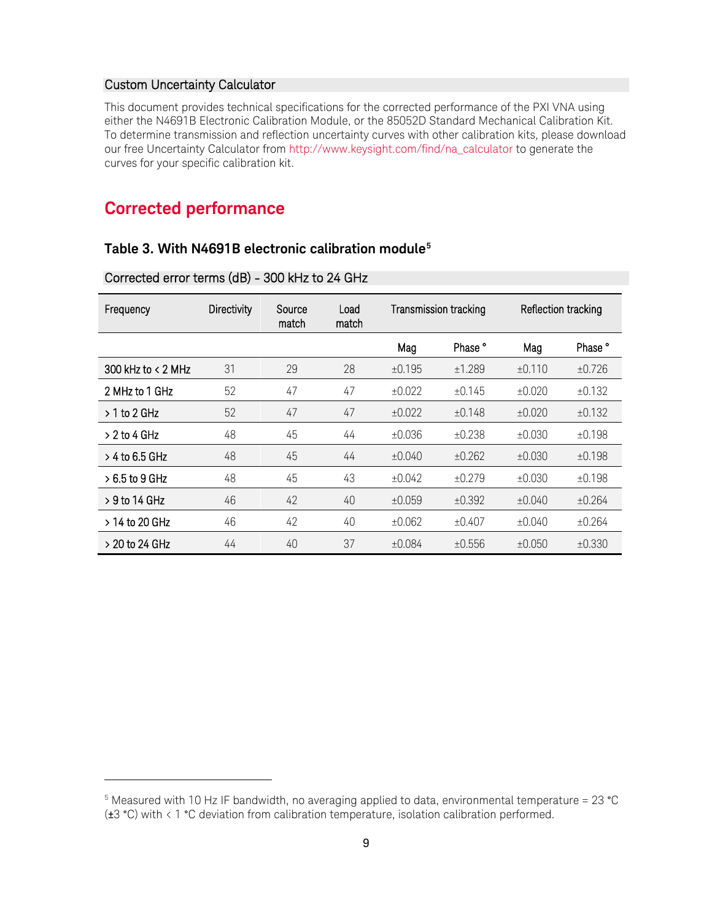## Custom Uncertainty Calculator

This document provides technical specifications for the corrected performance of the PXI VNA using either the N4691B Electronic Calibration Module, or the 85052D Standard Mechanical Calibration Kit. To determine transmission and reflection uncertainty curves with other calibration kits, please download our free Uncertainty Calculator from http://www.keysight.com/find/na_calculator to generate the curves for your specific calibration kit.

# Corrected performance

### Table 3. With N4691B electronic calibration module[5]

Corrected error terms (dB) - 300 kHz to 24 GHz

| Frequency | Directivity | Source match | Load match | Transmission tracking | | Reflection tracking | |
|---|---|---|---|---|---|---|---|
| | | | | Mag | Phase ° | Mag | Phase ° |
| 300 kHz to < 2 MHz | 31 | 29 | 28 | ±0.195 | ±1.289 | ±0.110 | ±0.726 |
| 2 MHz to 1 GHz | 52 | 47 | 47 | ±0.022 | ±0.145 | ±0.020 | ±0.132 |
| > 1 to 2 GHz | 52 | 47 | 47 | ±0.022 | ±0.148 | ±0.020 | ±0.132 |
| > 2 to 4 GHz | 48 | 45 | 44 | ±0.036 | ±0.238 | ±0.030 | ±0.198 |
| > 4 to 6.5 GHz | 48 | 45 | 44 | ±0.040 | ±0.262 | ±0.030 | ±0.198 |
| > 6.5 to 9 GHz | 48 | 45 | 43 | ±0.042 | ±0.279 | ±0.030 | ±0.198 |
| > 9 to 14 GHz | 46 | 42 | 40 | ±0.059 | ±0.392 | ±0.040 | ±0.264 |
| > 14 to 20 GHz | 46 | 42 | 40 | ±0.062 | ±0.407 | ±0.040 | ±0.264 |
| > 20 to 24 GHz | 44 | 40 | 37 | ±0.084 | ±0.556 | ±0.050 | ±0.330 |

[5] Measured with 10 Hz IF bandwidth, no averaging applied to data, environmental temperature = 23 °C (±3 °C) with < 1 °C deviation from calibration temperature, isolation calibration performed.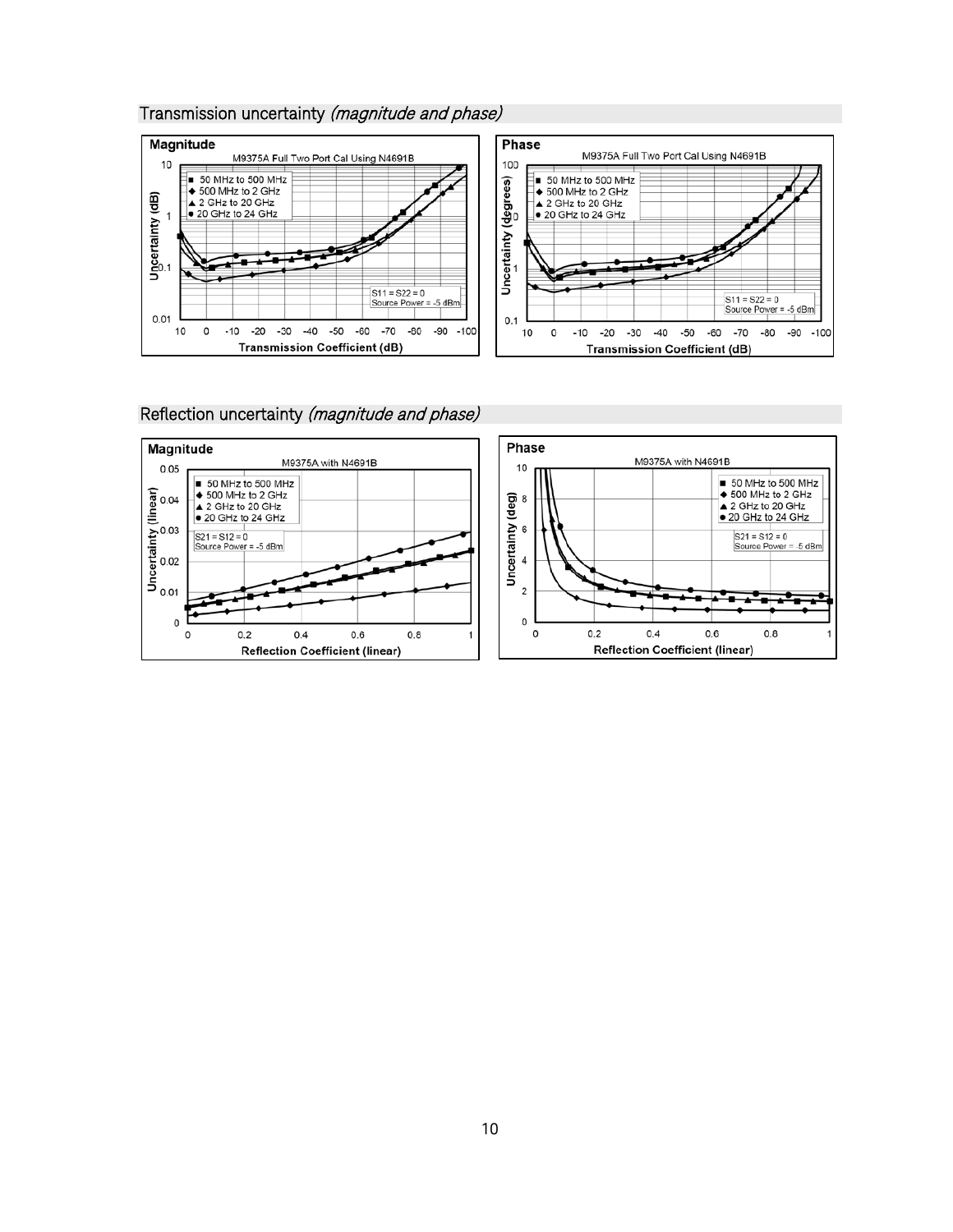## Transmission uncertainty *(magnitude and phase)*

**Magnitude**

M9375A Full Two Port Cal Using N4691B

- ■ 50 MHz to 500 MHz
- ◆ 500 MHz to 2 GHz
- ▲ 2 GHz to 20 GHz
- ● 20 GHz to 24 GHz

S11 = S22 = 0
Source Power = -5 dBm

Uncertainty (dB): 0.01, 0.1, 1, 10

Transmission Coefficient (dB): 10, 0, -10, -20, -30, -40, -50, -60, -70, -80, -90, -100

**Phase**

M9375A Full Two Port Cal Using N4691B

- ■ 50 MHz to 500 MHz
- ◆ 500 MHz to 2 GHz
- ▲ 2 GHz to 20 GHz
- ● 20 GHz to 24 GHz

S11 = S22 = 0
Source Power = -5 dBm

Uncertainty (degrees): 0.1, 1, 10, 100

Transmission Coefficient (dB): 10, 0, -10, -20, -30, -40, -50, -60, -70, -80, -90, -100

## Reflection uncertainty *(magnitude and phase)*

**Magnitude**

M9375A with N4691B

- ■ 50 MHz to 500 MHz
- ◆ 500 MHz to 2 GHz
- ▲ 2 GHz to 20 GHz
- ● 20 GHz to 24 GHz

S21 = S12 = 0
Source Power = -5 dBm

Uncertainty (linear): 0, 0.01, 0.02, 0.03, 0.04, 0.05

Reflection Coefficient (linear): 0, 0.2, 0.4, 0.6, 0.8, 1

**Phase**

M9375A with N4691B

- ■ 50 MHz to 500 MHz
- ◆ 500 MHz to 2 GHz
- ▲ 2 GHz to 20 GHz
- ● 20 GHz to 24 GHz

S21 = S12 = 0
Source Power = -5 dBm

Uncertainty (deg): 0, 2, 4, 6, 8, 10

Reflection Coefficient (linear): 0, 0.2, 0.4, 0.6, 0.8, 1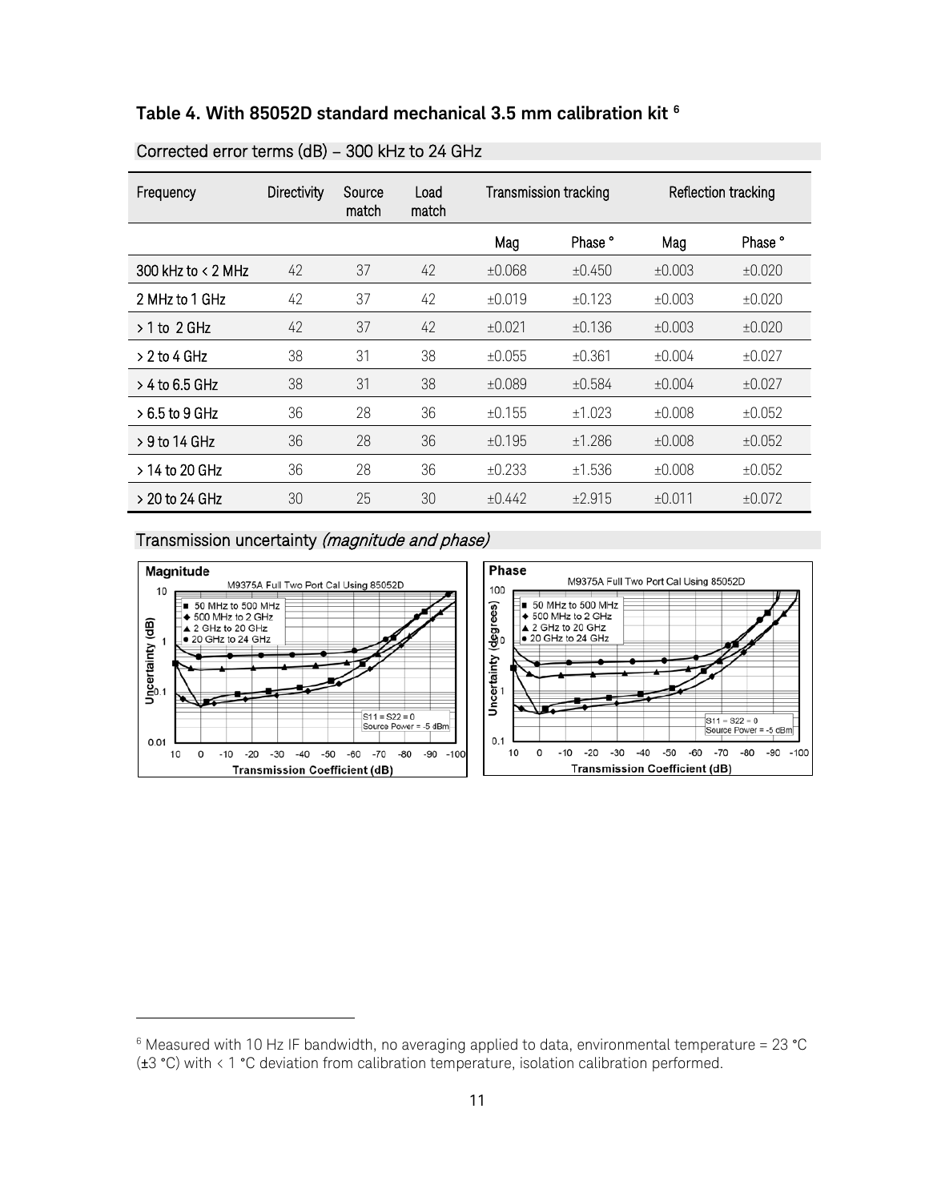### Table 4. With 85052D standard mechanical 3.5 mm calibration kit [6]

Corrected error terms (dB) – 300 kHz to 24 GHz

| Frequency | Directivity | Source match | Load match | Transmission tracking | | Reflection tracking | |
|---|---|---|---|---|---|---|---|
| | | | | Mag | Phase ° | Mag | Phase ° |
| 300 kHz to < 2 MHz | 42 | 37 | 42 | ±0.068 | ±0.450 | ±0.003 | ±0.020 |
| 2 MHz to 1 GHz | 42 | 37 | 42 | ±0.019 | ±0.123 | ±0.003 | ±0.020 |
| > 1 to 2 GHz | 42 | 37 | 42 | ±0.021 | ±0.136 | ±0.003 | ±0.020 |
| > 2 to 4 GHz | 38 | 31 | 38 | ±0.055 | ±0.361 | ±0.004 | ±0.027 |
| > 4 to 6.5 GHz | 38 | 31 | 38 | ±0.089 | ±0.584 | ±0.004 | ±0.027 |
| > 6.5 to 9 GHz | 36 | 28 | 36 | ±0.155 | ±1.023 | ±0.008 | ±0.052 |
| > 9 to 14 GHz | 36 | 28 | 36 | ±0.195 | ±1.286 | ±0.008 | ±0.052 |
| > 14 to 20 GHz | 36 | 28 | 36 | ±0.233 | ±1.536 | ±0.008 | ±0.052 |
| > 20 to 24 GHz | 30 | 25 | 30 | ±0.442 | ±2.915 | ±0.011 | ±0.072 |

Transmission uncertainty *(magnitude and phase)*

[6] Measured with 10 Hz IF bandwidth, no averaging applied to data, environmental temperature = 23 °C (±3 °C) with < 1 °C deviation from calibration temperature, isolation calibration performed.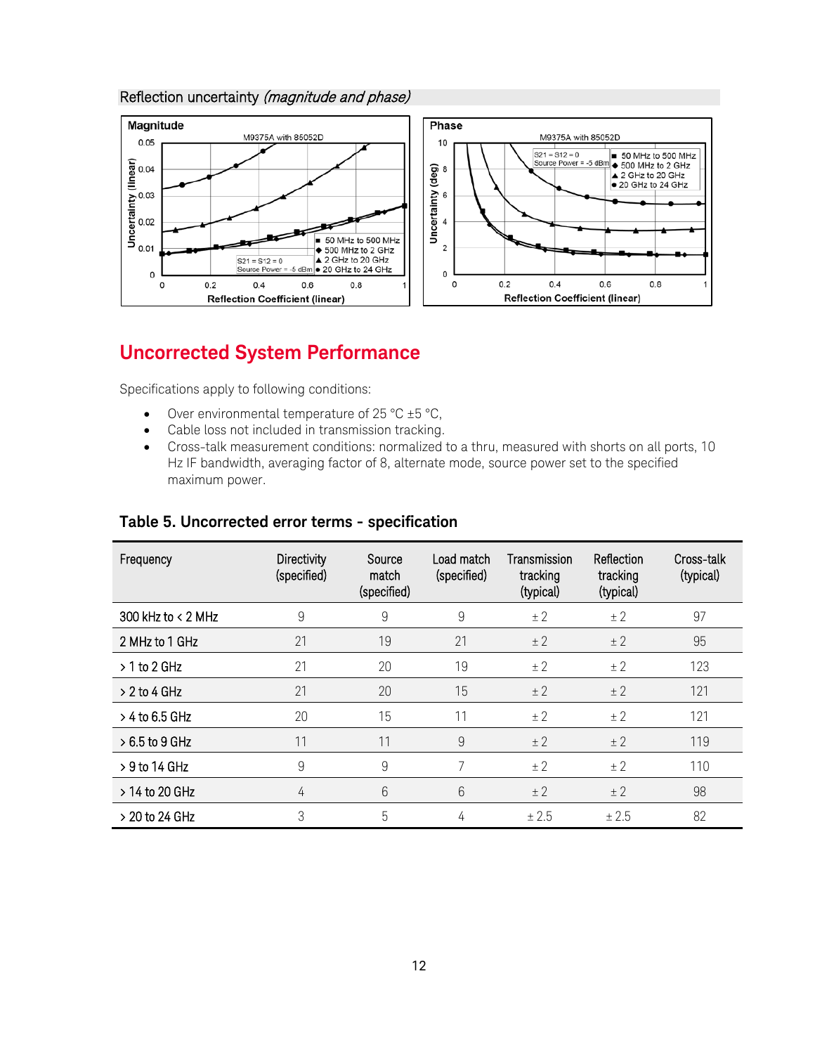Reflection uncertainty *(magnitude and phase)*

Magnitude

Phase

## Uncorrected System Performance

Specifications apply to following conditions:

- Over environmental temperature of 25 °C ±5 °C,
- Cable loss not included in transmission tracking.
- Cross-talk measurement conditions: normalized to a thru, measured with shorts on all ports, 10 Hz IF bandwidth, averaging factor of 8, alternate mode, source power set to the specified maximum power.

### Table 5. Uncorrected error terms - specification

| Frequency | Directivity (specified) | Source match (specified) | Load match (specified) | Transmission tracking (typical) | Reflection tracking (typical) | Cross-talk (typical) |
|---|---|---|---|---|---|---|
| 300 kHz to < 2 MHz | 9 | 9 | 9 | ± 2 | ± 2 | 97 |
| 2 MHz to 1 GHz | 21 | 19 | 21 | ± 2 | ± 2 | 95 |
| > 1 to 2 GHz | 21 | 20 | 19 | ± 2 | ± 2 | 123 |
| > 2 to 4 GHz | 21 | 20 | 15 | ± 2 | ± 2 | 121 |
| > 4 to 6.5 GHz | 20 | 15 | 11 | ± 2 | ± 2 | 121 |
| > 6.5 to 9 GHz | 11 | 11 | 9 | ± 2 | ± 2 | 119 |
| > 9 to 14 GHz | 9 | 9 | 7 | ± 2 | ± 2 | 110 |
| > 14 to 20 GHz | 4 | 6 | 6 | ± 2 | ± 2 | 98 |
| > 20 to 24 GHz | 3 | 5 | 4 | ± 2.5 | ± 2.5 | 82 |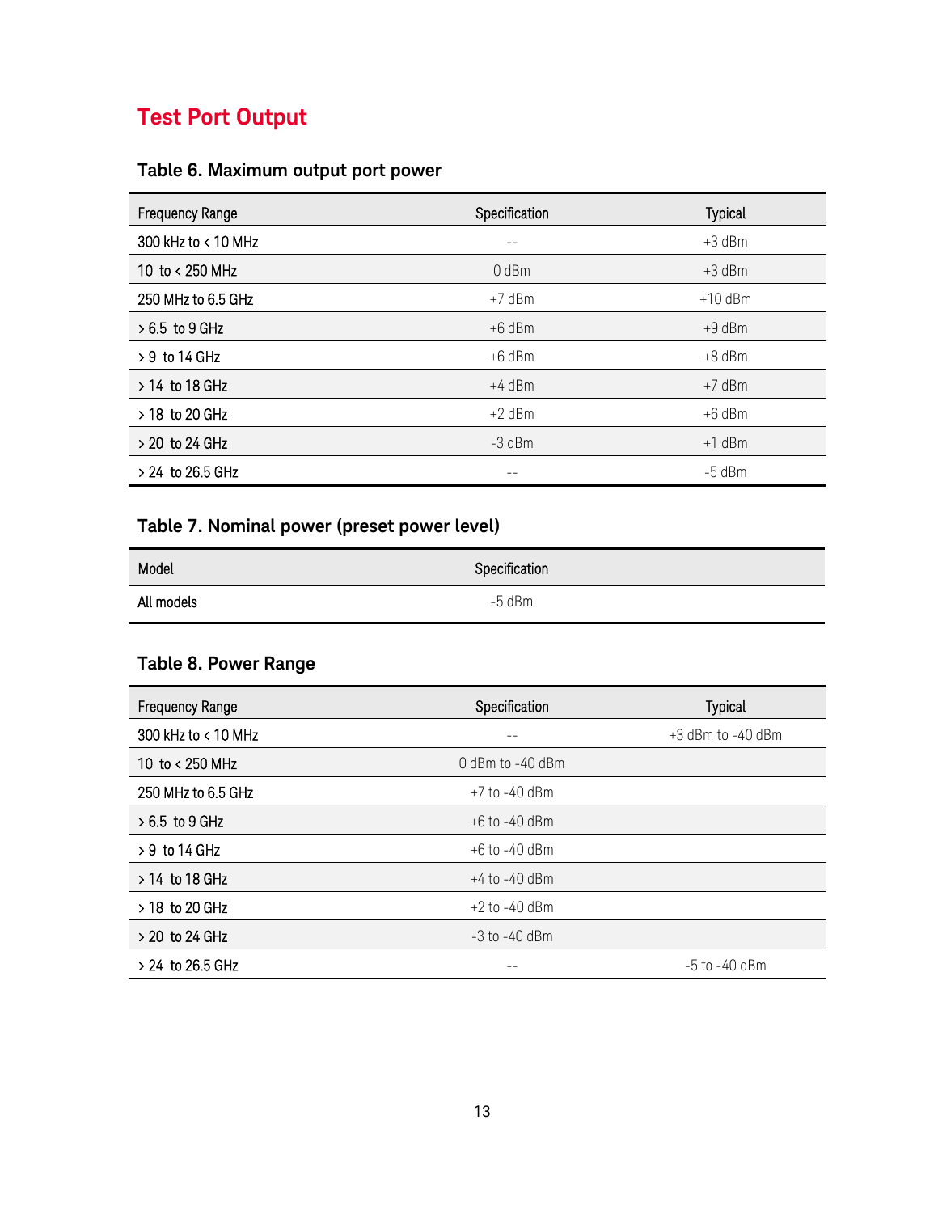# Test Port Output

### Table 6. Maximum output port power

| Frequency Range | Specification | Typical |
|---|---|---|
| 300 kHz to < 10 MHz | -- | +3 dBm |
| 10 to < 250 MHz | 0 dBm | +3 dBm |
| 250 MHz to 6.5 GHz | +7 dBm | +10 dBm |
| > 6.5 to 9 GHz | +6 dBm | +9 dBm |
| > 9 to 14 GHz | +6 dBm | +8 dBm |
| > 14 to 18 GHz | +4 dBm | +7 dBm |
| > 18 to 20 GHz | +2 dBm | +6 dBm |
| > 20 to 24 GHz | -3 dBm | +1 dBm |
| > 24 to 26.5 GHz | -- | -5 dBm |

### Table 7. Nominal power (preset power level)

| Model | Specification |
|---|---|
| All models | -5 dBm |

### Table 8. Power Range

| Frequency Range | Specification | Typical |
|---|---|---|
| 300 kHz to < 10 MHz | -- | +3 dBm to -40 dBm |
| 10 to < 250 MHz | 0 dBm to -40 dBm | |
| 250 MHz to 6.5 GHz | +7 to -40 dBm | |
| > 6.5 to 9 GHz | +6 to -40 dBm | |
| > 9 to 14 GHz | +6 to -40 dBm | |
| > 14 to 18 GHz | +4 to -40 dBm | |
| > 18 to 20 GHz | +2 to -40 dBm | |
| > 20 to 24 GHz | -3 to -40 dBm | |
| > 24 to 26.5 GHz | -- | -5 to -40 dBm |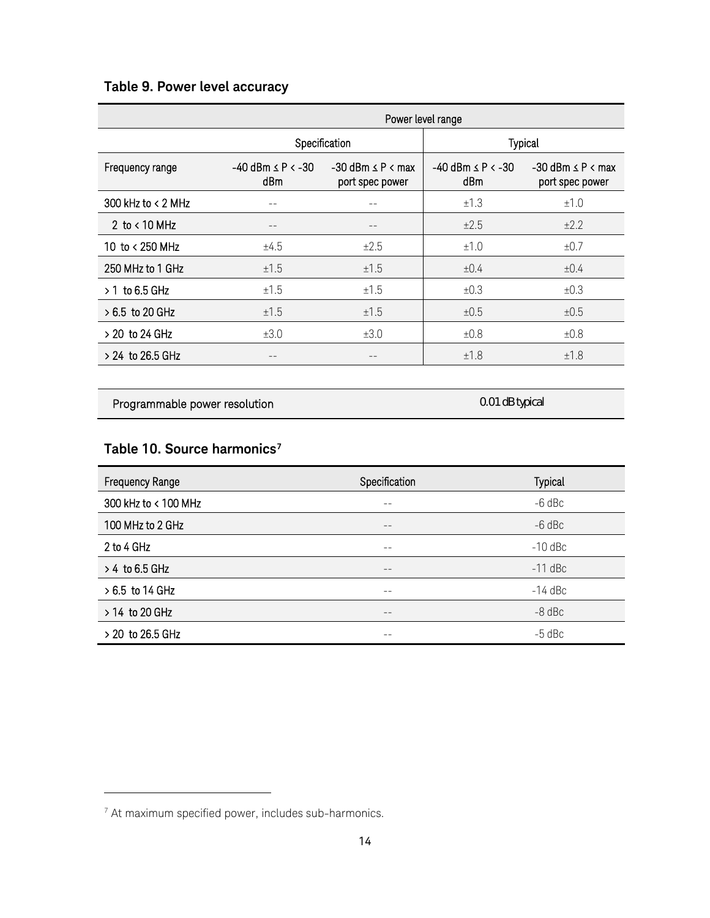### Table 9. Power level accuracy

| | Power level range | | | |
|---|---|---|---|---|
| | Specification | | Typical | |
| Frequency range | -40 dBm ≤ P < -30 dBm | -30 dBm ≤ P < max port spec power | -40 dBm ≤ P < -30 dBm | -30 dBm ≤ P < max port spec power |
| 300 kHz to < 2 MHz | -- | -- | ±1.3 | ±1.0 |
| 2 to < 10 MHz | -- | -- | ±2.5 | ±2.2 |
| 10 to < 250 MHz | ±4.5 | ±2.5 | ±1.0 | ±0.7 |
| 250 MHz to 1 GHz | ±1.5 | ±1.5 | ±0.4 | ±0.4 |
| > 1 to 6.5 GHz | ±1.5 | ±1.5 | ±0.3 | ±0.3 |
| > 6.5 to 20 GHz | ±1.5 | ±1.5 | ±0.5 | ±0.5 |
| > 20 to 24 GHz | ±3.0 | ±3.0 | ±0.8 | ±0.8 |
| > 24 to 26.5 GHz | -- | -- | ±1.8 | ±1.8 |

| Programmable power resolution | 0.01 dB typical |
|---|---|

### Table 10. Source harmonics[7]

| Frequency Range | Specification | Typical |
|---|---|---|
| 300 kHz to < 100 MHz | -- | -6 dBc |
| 100 MHz to 2 GHz | -- | -6 dBc |
| 2 to 4 GHz | -- | -10 dBc |
| > 4 to 6.5 GHz | -- | -11 dBc |
| > 6.5 to 14 GHz | -- | -14 dBc |
| > 14 to 20 GHz | -- | -8 dBc |
| > 20 to 26.5 GHz | -- | -5 dBc |

[7] At maximum specified power, includes sub-harmonics.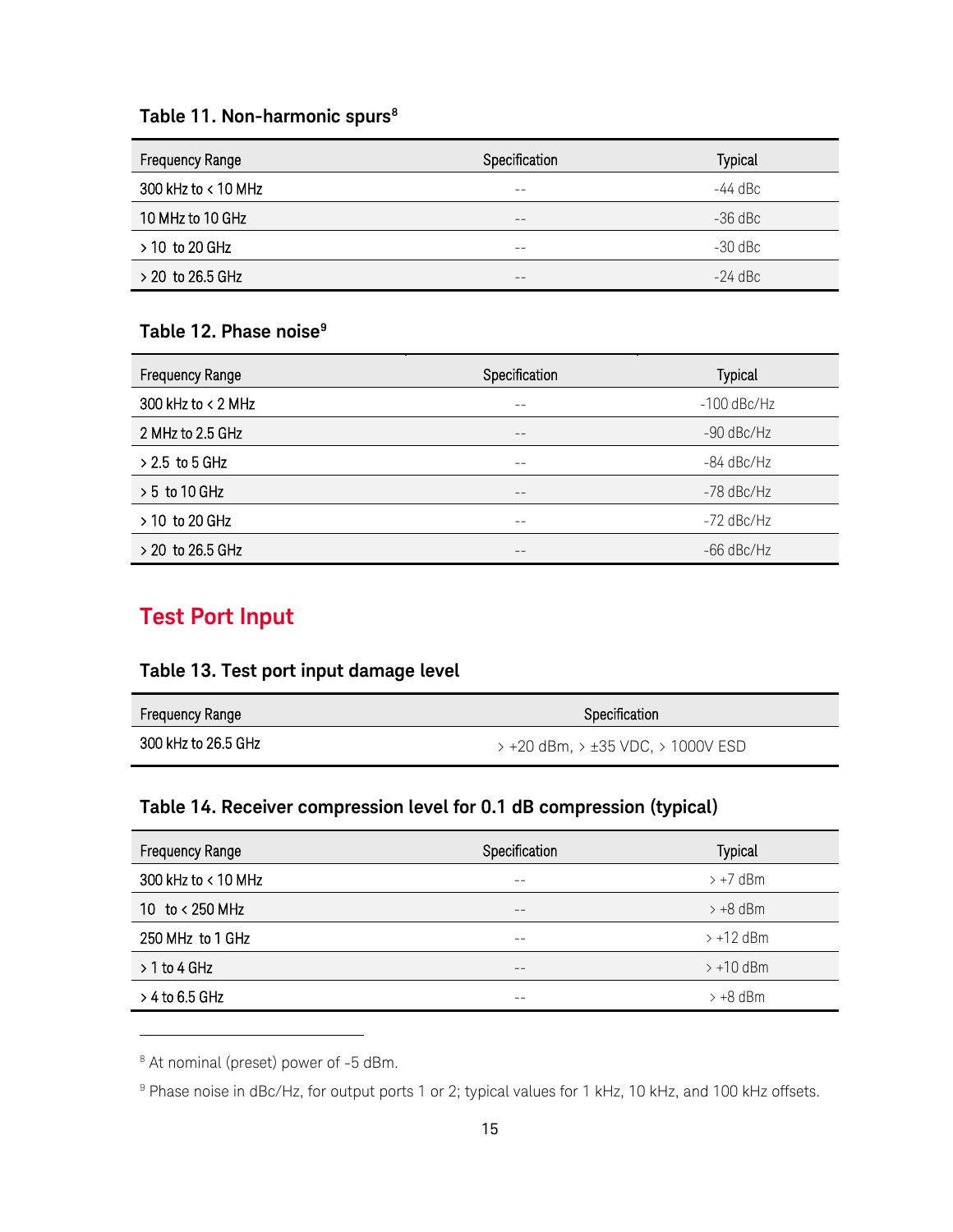### Table 11. Non-harmonic spurs[8]

| Frequency Range | Specification | Typical |
|---|---|---|
| 300 kHz to < 10 MHz | -- | -44 dBc |
| 10 MHz to 10 GHz | -- | -36 dBc |
| > 10 to 20 GHz | -- | -30 dBc |
| > 20 to 26.5 GHz | -- | -24 dBc |

### Table 12. Phase noise[9]

| Frequency Range | Specification | Typical |
|---|---|---|
| 300 kHz to < 2 MHz | -- | -100 dBc/Hz |
| 2 MHz to 2.5 GHz | -- | -90 dBc/Hz |
| > 2.5 to 5 GHz | -- | -84 dBc/Hz |
| > 5 to 10 GHz | -- | -78 dBc/Hz |
| > 10 to 20 GHz | -- | -72 dBc/Hz |
| > 20 to 26.5 GHz | -- | -66 dBc/Hz |

## Test Port Input

### Table 13. Test port input damage level

| Frequency Range | Specification |
|---|---|
| 300 kHz to 26.5 GHz | > +20 dBm, > ±35 VDC, > 1000V ESD |

### Table 14. Receiver compression level for 0.1 dB compression (typical)

| Frequency Range | Specification | Typical |
|---|---|---|
| 300 kHz to < 10 MHz | -- | > +7 dBm |
| 10 to < 250 MHz | -- | > +8 dBm |
| 250 MHz to 1 GHz | -- | > +12 dBm |
| > 1 to 4 GHz | -- | > +10 dBm |
| > 4 to 6.5 GHz | -- | > +8 dBm |

[8] At nominal (preset) power of -5 dBm.

[9] Phase noise in dBc/Hz, for output ports 1 or 2; typical values for 1 kHz, 10 kHz, and 100 kHz offsets.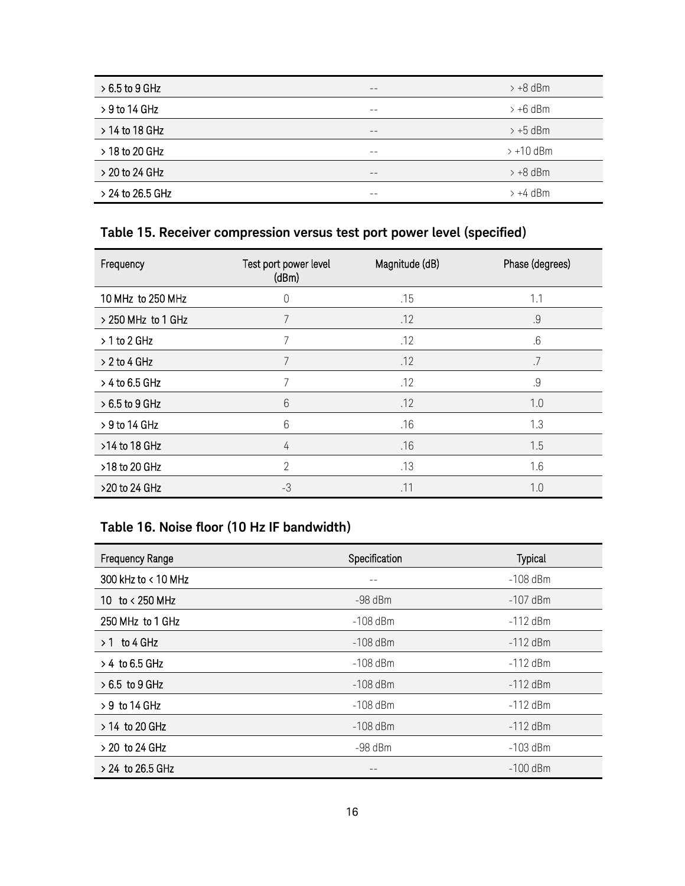| | | |
|---|---|---|
| > 6.5 to 9 GHz | -- | > +8 dBm |
| > 9 to 14 GHz | -- | > +6 dBm |
| > 14 to 18 GHz | -- | > +5 dBm |
| > 18 to 20 GHz | -- | > +10 dBm |
| > 20 to 24 GHz | -- | > +8 dBm |
| > 24 to 26.5 GHz | -- | > +4 dBm |

### Table 15. Receiver compression versus test port power level (specified)

| Frequency | Test port power level (dBm) | Magnitude (dB) | Phase (degrees) |
|---|---|---|---|
| 10 MHz to 250 MHz | 0 | .15 | 1.1 |
| > 250 MHz to 1 GHz | 7 | .12 | .9 |
| > 1 to 2 GHz | 7 | .12 | .6 |
| > 2 to 4 GHz | 7 | .12 | .7 |
| > 4 to 6.5 GHz | 7 | .12 | .9 |
| > 6.5 to 9 GHz | 6 | .12 | 1.0 |
| > 9 to 14 GHz | 6 | .16 | 1.3 |
| >14 to 18 GHz | 4 | .16 | 1.5 |
| >18 to 20 GHz | 2 | .13 | 1.6 |
| >20 to 24 GHz | -3 | .11 | 1.0 |

### Table 16. Noise floor (10 Hz IF bandwidth)

| Frequency Range | Specification | Typical |
|---|---|---|
| 300 kHz to < 10 MHz | -- | -108 dBm |
| 10 to < 250 MHz | -98 dBm | -107 dBm |
| 250 MHz to 1 GHz | -108 dBm | -112 dBm |
| > 1 to 4 GHz | -108 dBm | -112 dBm |
| > 4 to 6.5 GHz | -108 dBm | -112 dBm |
| > 6.5 to 9 GHz | -108 dBm | -112 dBm |
| > 9 to 14 GHz | -108 dBm | -112 dBm |
| > 14 to 20 GHz | -108 dBm | -112 dBm |
| > 20 to 24 GHz | -98 dBm | -103 dBm |
| > 24 to 26.5 GHz | -- | -100 dBm |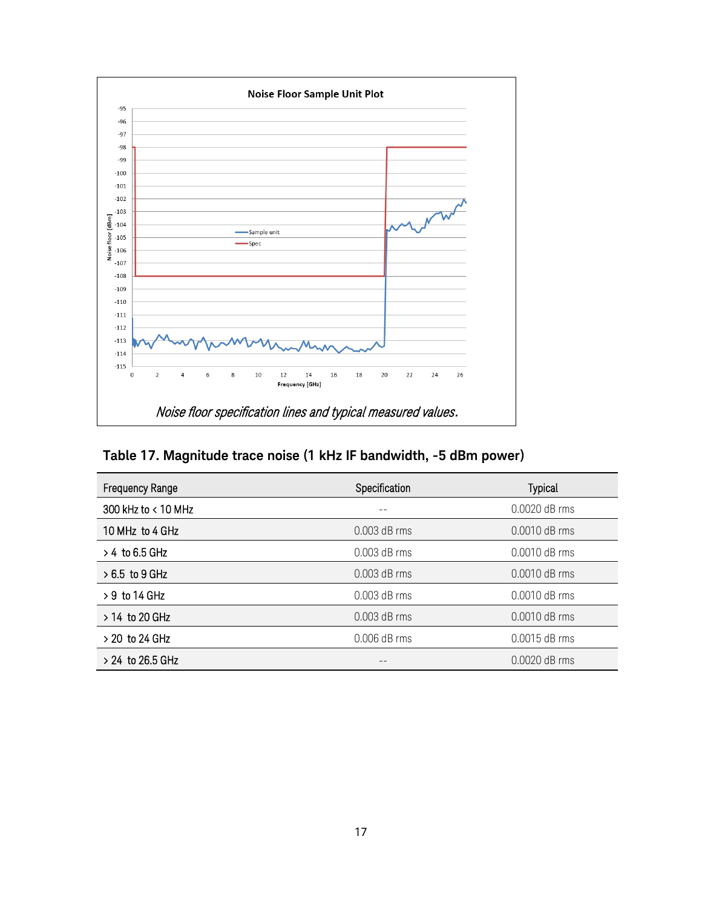Noise floor specification lines and typical measured values.

### Table 17. Magnitude trace noise (1 kHz IF bandwidth, -5 dBm power)

| Frequency Range | Specification | Typical |
|---|---|---|
| 300 kHz to < 10 MHz | -- | 0.0020 dB rms |
| 10 MHz to 4 GHz | 0.003 dB rms | 0.0010 dB rms |
| > 4 to 6.5 GHz | 0.003 dB rms | 0.0010 dB rms |
| > 6.5 to 9 GHz | 0.003 dB rms | 0.0010 dB rms |
| > 9 to 14 GHz | 0.003 dB rms | 0.0010 dB rms |
| > 14 to 20 GHz | 0.003 dB rms | 0.0010 dB rms |
| > 20 to 24 GHz | 0.006 dB rms | 0.0015 dB rms |
| > 24 to 26.5 GHz | -- | 0.0020 dB rms |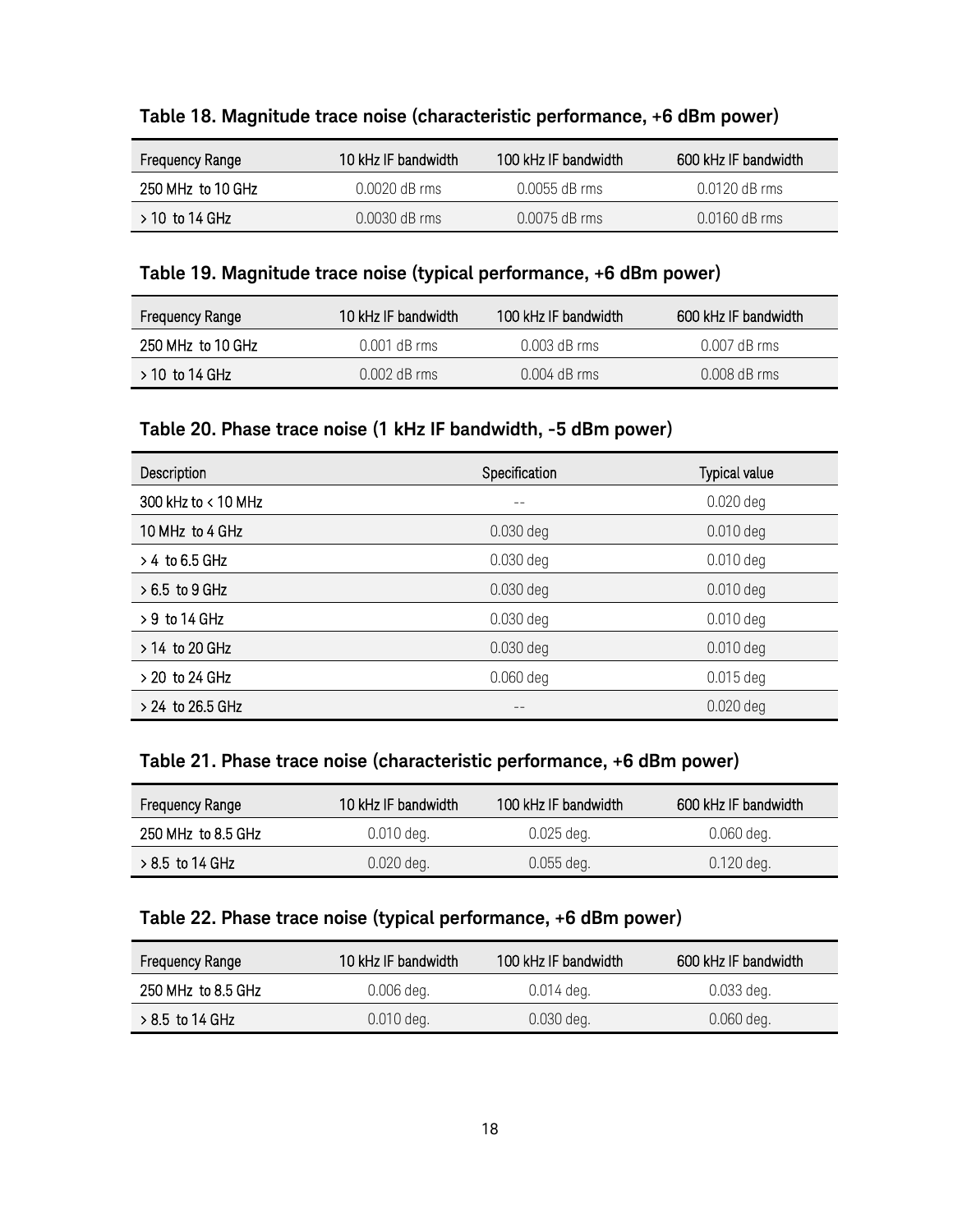**Table 18. Magnitude trace noise (characteristic performance, +6 dBm power)**

| Frequency Range | 10 kHz IF bandwidth | 100 kHz IF bandwidth | 600 kHz IF bandwidth |
|---|---|---|---|
| 250 MHz to 10 GHz | 0.0020 dB rms | 0.0055 dB rms | 0.0120 dB rms |
| > 10 to 14 GHz | 0.0030 dB rms | 0.0075 dB rms | 0.0160 dB rms |

**Table 19. Magnitude trace noise (typical performance, +6 dBm power)**

| Frequency Range | 10 kHz IF bandwidth | 100 kHz IF bandwidth | 600 kHz IF bandwidth |
|---|---|---|---|
| 250 MHz to 10 GHz | 0.001 dB rms | 0.003 dB rms | 0.007 dB rms |
| > 10 to 14 GHz | 0.002 dB rms | 0.004 dB rms | 0.008 dB rms |

**Table 20. Phase trace noise (1 kHz IF bandwidth, -5 dBm power)**

| Description | Specification | Typical value |
|---|---|---|
| 300 kHz to < 10 MHz | -- | 0.020 deg |
| 10 MHz to 4 GHz | 0.030 deg | 0.010 deg |
| > 4 to 6.5 GHz | 0.030 deg | 0.010 deg |
| > 6.5 to 9 GHz | 0.030 deg | 0.010 deg |
| > 9 to 14 GHz | 0.030 deg | 0.010 deg |
| > 14 to 20 GHz | 0.030 deg | 0.010 deg |
| > 20 to 24 GHz | 0.060 deg | 0.015 deg |
| > 24 to 26.5 GHz | -- | 0.020 deg |

**Table 21. Phase trace noise (characteristic performance, +6 dBm power)**

| Frequency Range | 10 kHz IF bandwidth | 100 kHz IF bandwidth | 600 kHz IF bandwidth |
|---|---|---|---|
| 250 MHz to 8.5 GHz | 0.010 deg. | 0.025 deg. | 0.060 deg. |
| > 8.5 to 14 GHz | 0.020 deg. | 0.055 deg. | 0.120 deg. |

**Table 22. Phase trace noise (typical performance, +6 dBm power)**

| Frequency Range | 10 kHz IF bandwidth | 100 kHz IF bandwidth | 600 kHz IF bandwidth |
|---|---|---|---|
| 250 MHz to 8.5 GHz | 0.006 deg. | 0.014 deg. | 0.033 deg. |
| > 8.5 to 14 GHz | 0.010 deg. | 0.030 deg. | 0.060 deg. |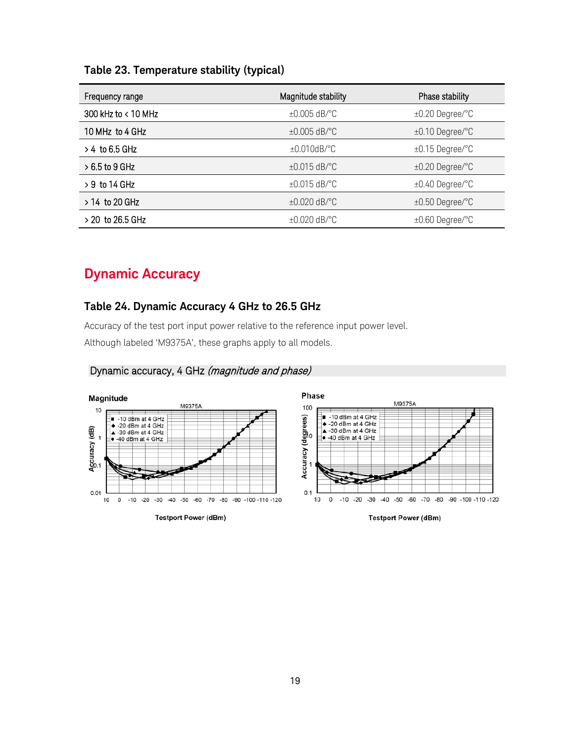**Table 23. Temperature stability (typical)**

| Frequency range | Magnitude stability | Phase stability |
|---|---|---|
| 300 kHz to < 10 MHz | ±0.005 dB/°C | ±0.20 Degree/°C |
| 10 MHz to 4 GHz | ±0.005 dB/°C | ±0.10 Degree/°C |
| > 4 to 6.5 GHz | ±0.010dB/°C | ±0.15 Degree/°C |
| > 6.5 to 9 GHz | ±0.015 dB/°C | ±0.20 Degree/°C |
| > 9 to 14 GHz | ±0.015 dB/°C | ±0.40 Degree/°C |
| > 14 to 20 GHz | ±0.020 dB/°C | ±0.50 Degree/°C |
| > 20 to 26.5 GHz | ±0.020 dB/°C | ±0.60 Degree/°C |

## Dynamic Accuracy

**Table 24. Dynamic Accuracy 4 GHz to 26.5 GHz**

Accuracy of the test port input power relative to the reference input power level.

Although labeled 'M9375A', these graphs apply to all models.

Dynamic accuracy, 4 GHz *(magnitude and phase)*

**Magnitude**

M9375A

Accuracy (dB)

■ -10 dBm at 4 GHz
◆ -20 dBm at 4 GHz
▲ -30 dBm at 4 GHz
● -40 dBm at 4 GHz

Testport Power (dBm)

**Phase**

M9375A

Accuracy (degrees)

■ -10 dBm at 4 GHz
◆ -20 dBm at 4 GHz
▲ -30 dBm at 4 GHz
● -40 dBm at 4 GHz

Testport Power (dBm)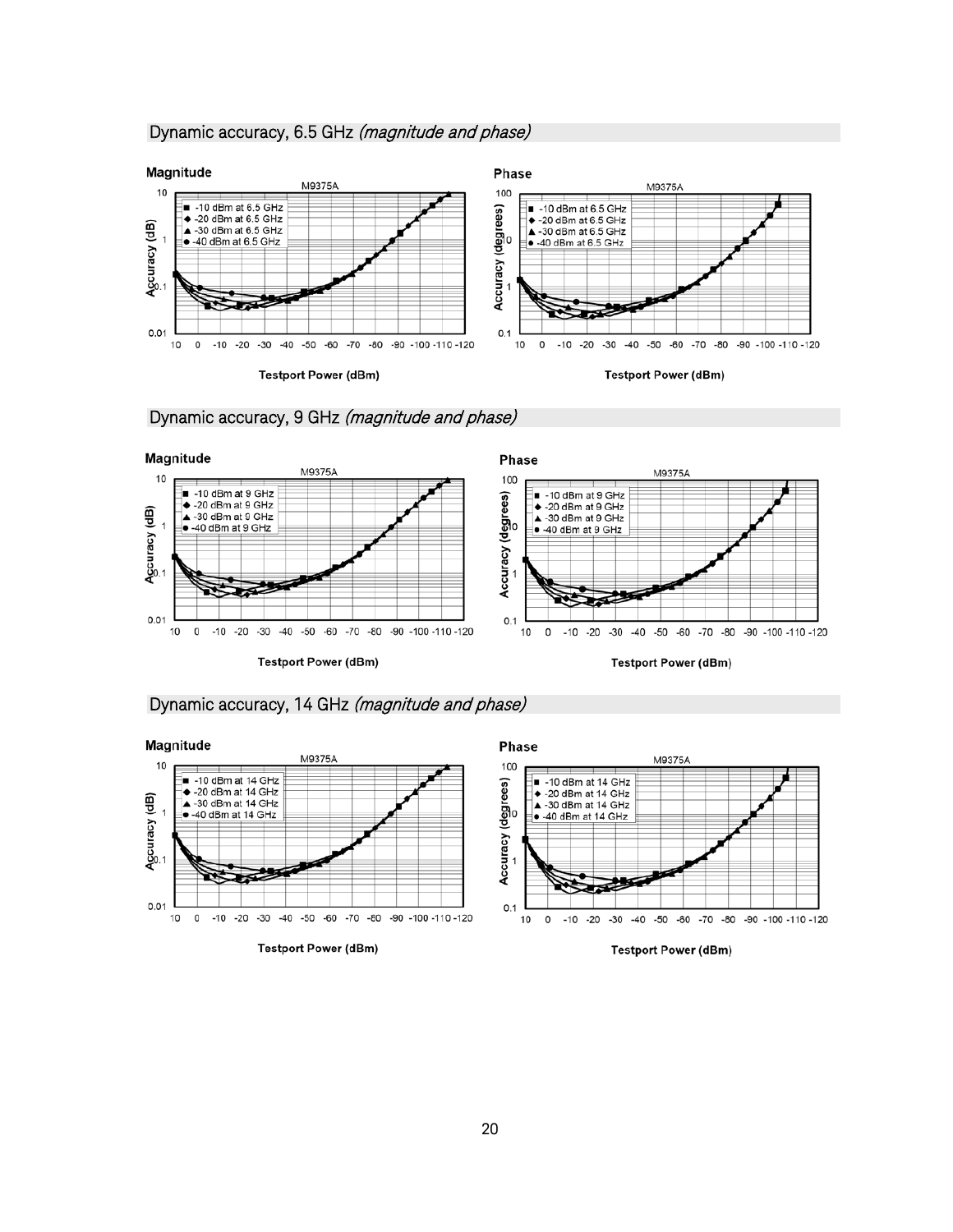## Dynamic accuracy, 6.5 GHz *(magnitude and phase)*

**Magnitude**

M9375A

- -10 dBm at 6.5 GHz
- -20 dBm at 6.5 GHz
- -30 dBm at 6.5 GHz
- -40 dBm at 6.5 GHz

Accuracy (dB)

Testport Power (dBm)

**Phase**

M9375A

- -10 dBm at 6.5 GHz
- -20 dBm at 6.5 GHz
- -30 dBm at 6.5 GHz
- -40 dBm at 6.5 GHz

Accuracy (degrees)

Testport Power (dBm)

## Dynamic accuracy, 9 GHz *(magnitude and phase)*

**Magnitude**

M9375A

- -10 dBm at 9 GHz
- -20 dBm at 9 GHz
- -30 dBm at 9 GHz
- -40 dBm at 9 GHz

Accuracy (dB)

Testport Power (dBm)

**Phase**

M9375A

- -10 dBm at 9 GHz
- -20 dBm at 9 GHz
- -30 dBm at 9 GHz
- -40 dBm at 9 GHz

Accuracy (degrees)

Testport Power (dBm)

## Dynamic accuracy, 14 GHz *(magnitude and phase)*

**Magnitude**

M9375A

- -10 dBm at 14 GHz
- -20 dBm at 14 GHz
- -30 dBm at 14 GHz
- -40 dBm at 14 GHz

Accuracy (dB)

Testport Power (dBm)

**Phase**

M9375A

- -10 dBm at 14 GHz
- -20 dBm at 14 GHz
- -30 dBm at 14 GHz
- -40 dBm at 14 GHz

Accuracy (degrees)

Testport Power (dBm)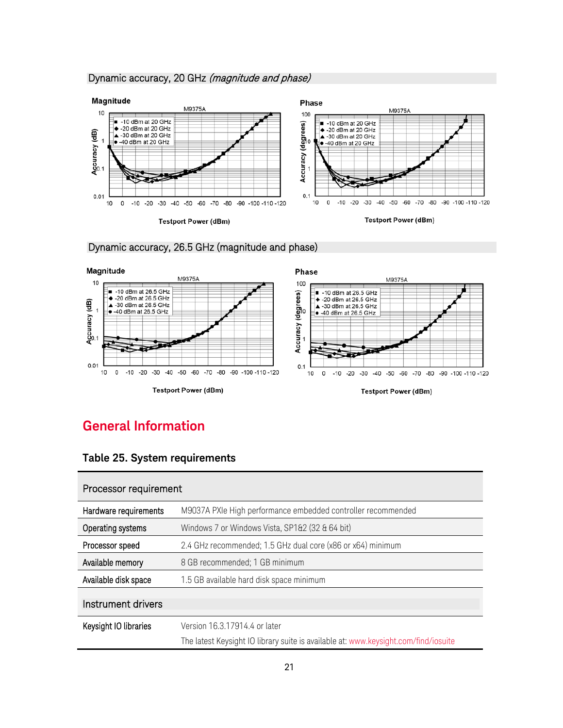## Dynamic accuracy, 20 GHz *(magnitude and phase)*

## Dynamic accuracy, 26.5 GHz (magnitude and phase)

# General Information

### Table 25. System requirements

| Processor requirement | |
|---|---|
| Hardware requirements | M9037A PXIe High performance embedded controller recommended |
| Operating systems | Windows 7 or Windows Vista, SP1&2 (32 & 64 bit) |
| Processor speed | 2.4 GHz recommended; 1.5 GHz dual core (x86 or x64) minimum |
| Available memory | 8 GB recommended; 1 GB minimum |
| Available disk space | 1.5 GB available hard disk space minimum |
| **Instrument drivers** | |
| Keysight IO libraries | Version 16.3.17914.4 or later<br>The latest Keysight IO library suite is available at: www.keysight.com/find/iosuite |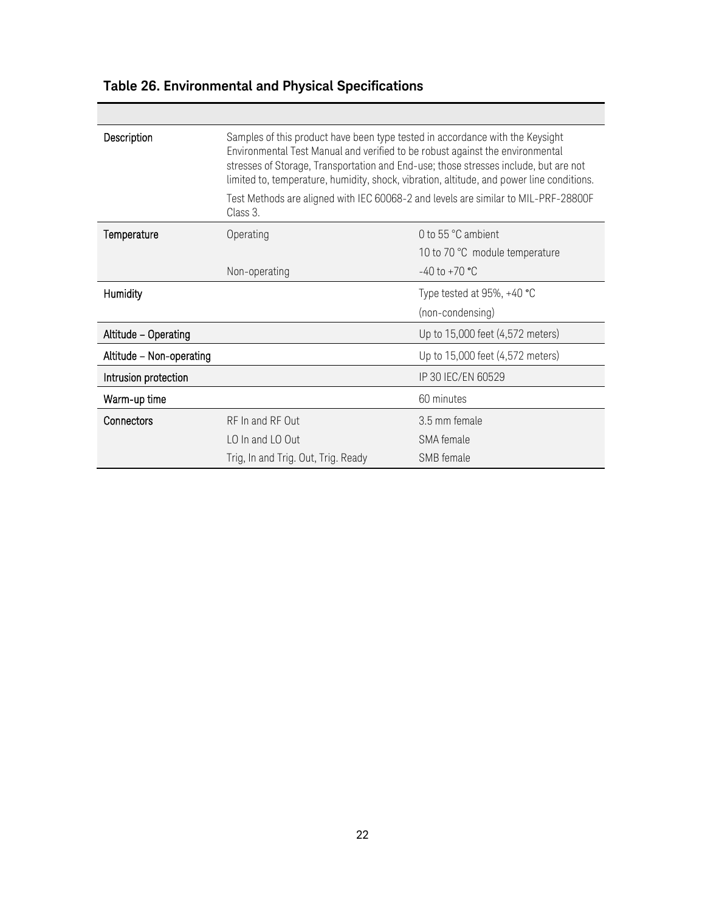**Table 26. Environmental and Physical Specifications**

| | | |
|---|---|---|
| Description | Samples of this product have been type tested in accordance with the Keysight Environmental Test Manual and verified to be robust against the environmental stresses of Storage, Transportation and End-use; those stresses include, but are not limited to, temperature, humidity, shock, vibration, altitude, and power line conditions.<br><br>Test Methods are aligned with IEC 60068-2 and levels are similar to MIL-PRF-28800F Class 3. | |
| Temperature | Operating | 0 to 55 °C ambient<br>10 to 70 °C module temperature |
| | Non-operating | -40 to +70 °C |
| Humidity | | Type tested at 95%, +40 °C<br>(non-condensing) |
| Altitude – Operating | | Up to 15,000 feet (4,572 meters) |
| Altitude – Non-operating | | Up to 15,000 feet (4,572 meters) |
| Intrusion protection | | IP 30 IEC/EN 60529 |
| Warm-up time | | 60 minutes |
| Connectors | RF In and RF Out | 3.5 mm female |
| | LO In and LO Out | SMA female |
| | Trig, In and Trig. Out, Trig. Ready | SMB female |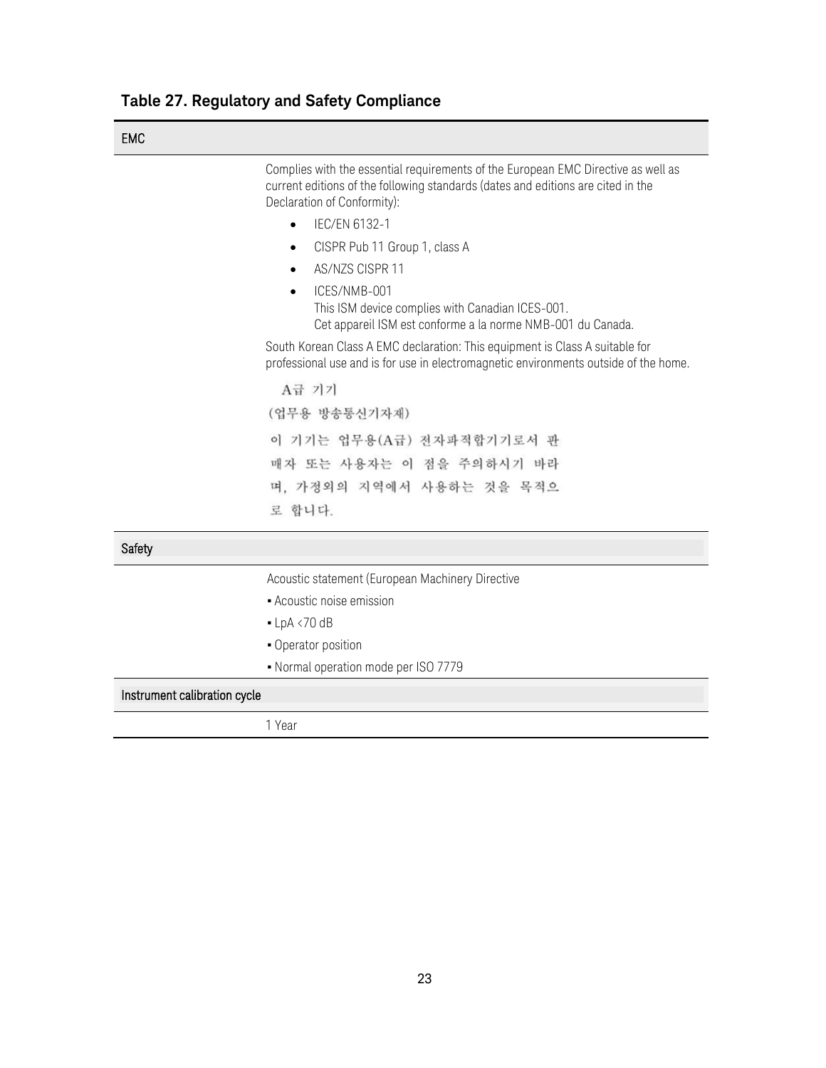**Table 27. Regulatory and Safety Compliance**

| EMC | |
|---|---|
| | Complies with the essential requirements of the European EMC Directive as well as current editions of the following standards (dates and editions are cited in the Declaration of Conformity):<br>• IEC/EN 6132-1<br>• CISPR Pub 11 Group 1, class A<br>• AS/NZS CISPR 11<br>• ICES/NMB-001<br>This ISM device complies with Canadian ICES-001.<br>Cet appareil ISM est conforme a la norme NMB-001 du Canada.<br>South Korean Class A EMC declaration: This equipment is Class A suitable for professional use and is for use in electromagnetic environments outside of the home.<br>A급 기기<br>(업무용 방송통신기자재)<br>이 기기는 업무용(A급) 전자파적합기기로서 판매자 또는 사용자는 이 점을 주의하시기 바라며, 가정외의 지역에서 사용하는 것을 목적으로 합니다. |
| **Safety** | |
| | Acoustic statement (European Machinery Directive<br>▪ Acoustic noise emission<br>▪ LpA <70 dB<br>▪ Operator position<br>▪ Normal operation mode per ISO 7779 |
| **Instrument calibration cycle** | |
| | 1 Year |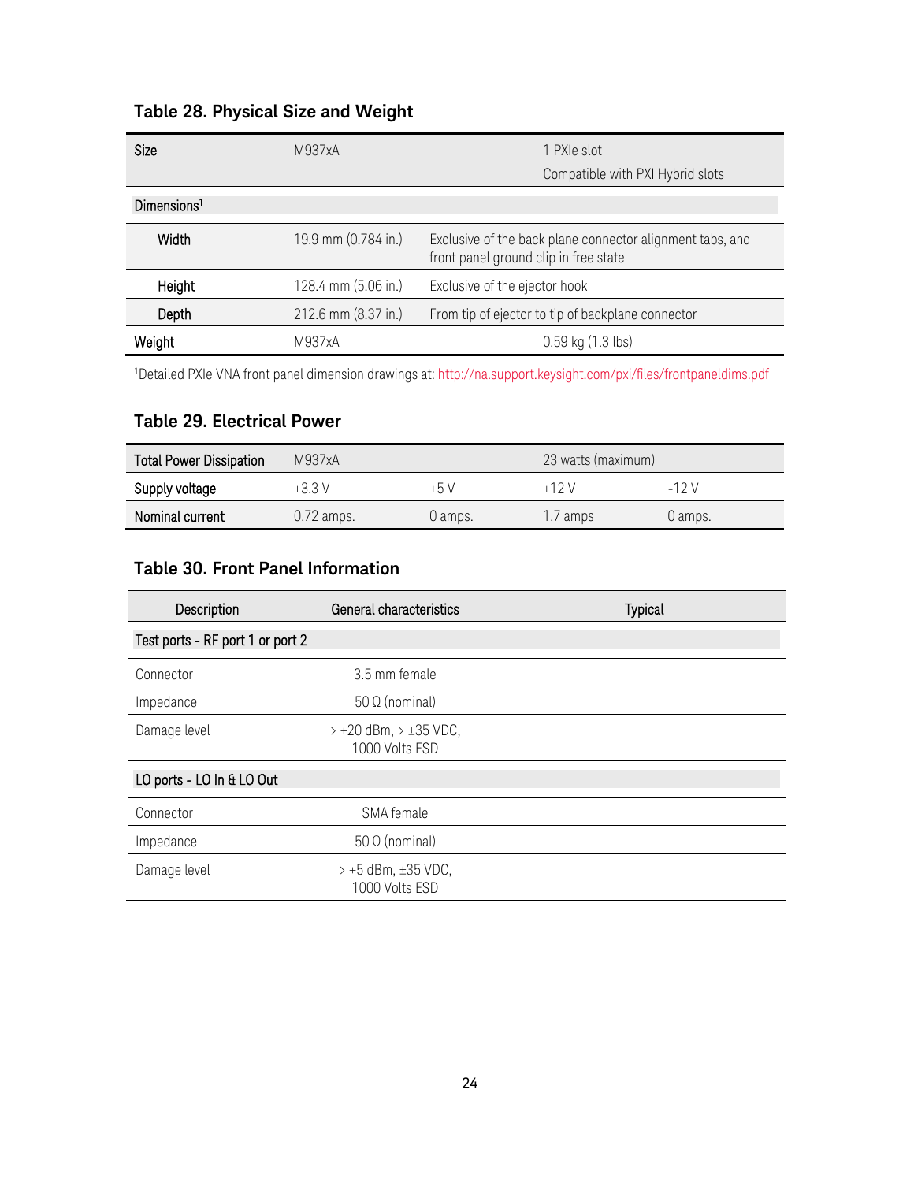### Table 28. Physical Size and Weight

| Size | M937xA | 1 PXIe slot<br>Compatible with PXI Hybrid slots |
|---|---|---|
| Dimensions[1] | | |
| Width | 19.9 mm (0.784 in.) | Exclusive of the back plane connector alignment tabs, and front panel ground clip in free state |
| Height | 128.4 mm (5.06 in.) | Exclusive of the ejector hook |
| Depth | 212.6 mm (8.37 in.) | From tip of ejector to tip of backplane connector |
| Weight | M937xA | 0.59 kg (1.3 lbs) |

[1]Detailed PXIe VNA front panel dimension drawings at: http://na.support.keysight.com/pxi/files/frontpaneldims.pdf

### Table 29. Electrical Power

| Total Power Dissipation | M937xA | | 23 watts (maximum) | |
|---|---|---|---|---|
| Supply voltage | +3.3 V | +5 V | +12 V | -12 V |
| Nominal current | 0.72 amps. | 0 amps. | 1.7 amps | 0 amps. |

### Table 30. Front Panel Information

| Description | General characteristics | Typical |
|---|---|---|
| Test ports - RF port 1 or port 2 | | |
| Connector | 3.5 mm female | |
| Impedance | 50 Ω (nominal) | |
| Damage level | > +20 dBm, > ±35 VDC, 1000 Volts ESD | |
| LO ports - LO In & LO Out | | |
| Connector | SMA female | |
| Impedance | 50 Ω (nominal) | |
| Damage level | > +5 dBm, ±35 VDC, 1000 Volts ESD | |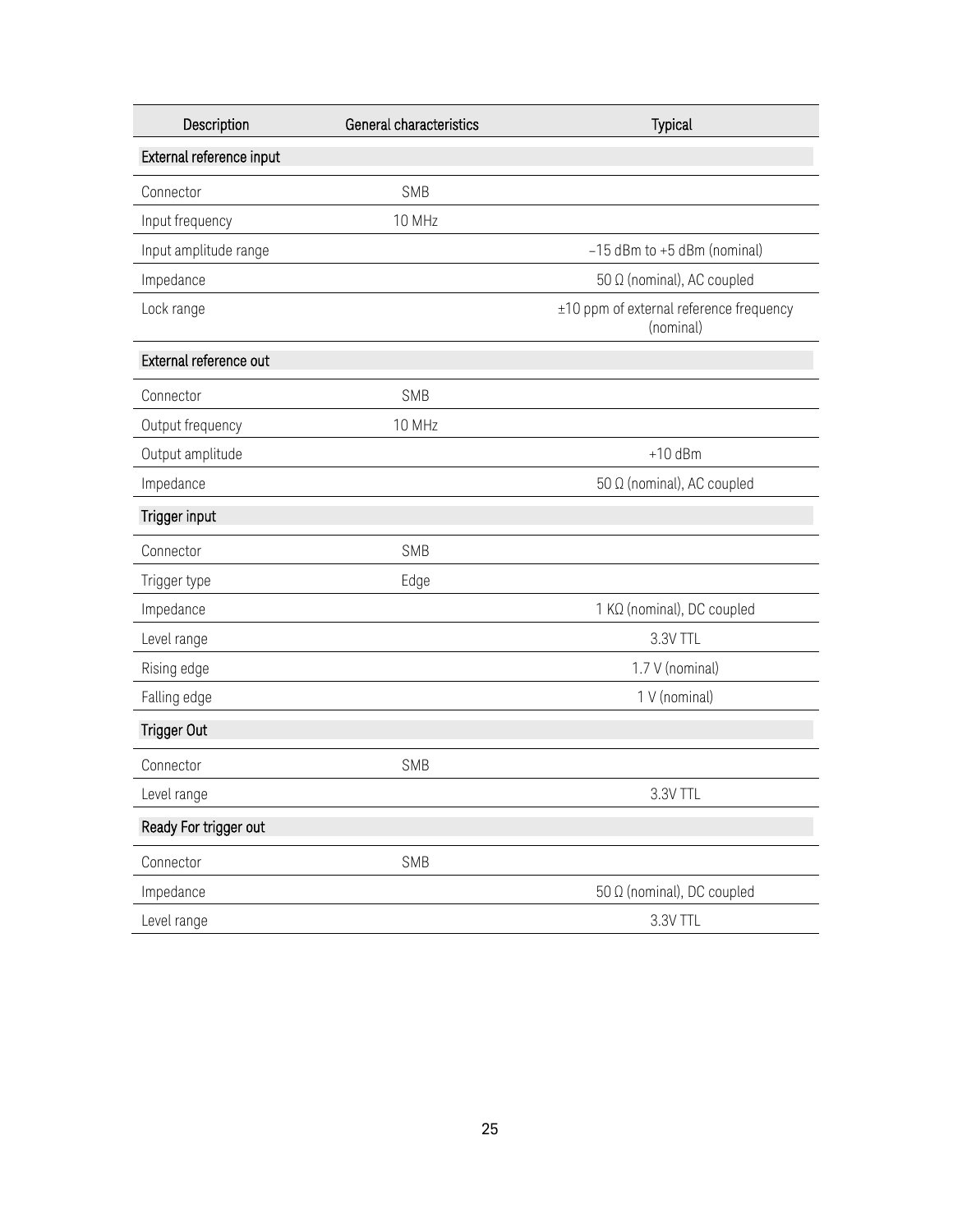| Description | General characteristics | Typical |
| --- | --- | --- |
| **External reference input** | | |
| Connector | SMB | |
| Input frequency | 10 MHz | |
| Input amplitude range | | –15 dBm to +5 dBm (nominal) |
| Impedance | | 50 Ω (nominal), AC coupled |
| Lock range | | ±10 ppm of external reference frequency (nominal) |
| **External reference out** | | |
| Connector | SMB | |
| Output frequency | 10 MHz | |
| Output amplitude | | +10 dBm |
| Impedance | | 50 Ω (nominal), AC coupled |
| **Trigger input** | | |
| Connector | SMB | |
| Trigger type | Edge | |
| Impedance | | 1 KΩ (nominal), DC coupled |
| Level range | | 3.3V TTL |
| Rising edge | | 1.7 V (nominal) |
| Falling edge | | 1 V (nominal) |
| **Trigger Out** | | |
| Connector | SMB | |
| Level range | | 3.3V TTL |
| **Ready For trigger out** | | |
| Connector | SMB | |
| Impedance | | 50 Ω (nominal), DC coupled |
| Level range | | 3.3V TTL |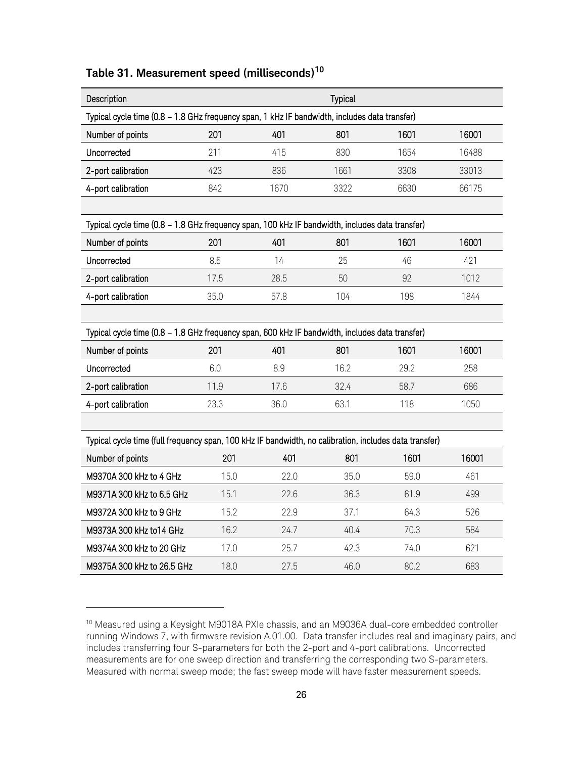## Table 31. Measurement speed (milliseconds)[10]

| Description | Typical | | | | |
|---|---|---|---|---|---|
| Typical cycle time (0.8 – 1.8 GHz frequency span, 1 kHz IF bandwidth, includes data transfer) | | | | | |
| Number of points | 201 | 401 | 801 | 1601 | 16001 |
| Uncorrected | 211 | 415 | 830 | 1654 | 16488 |
| 2-port calibration | 423 | 836 | 1661 | 3308 | 33013 |
| 4-port calibration | 842 | 1670 | 3322 | 6630 | 66175 |
| | | | | | |
| Typical cycle time (0.8 – 1.8 GHz frequency span, 100 kHz IF bandwidth, includes data transfer) | | | | | |
| Number of points | 201 | 401 | 801 | 1601 | 16001 |
| Uncorrected | 8.5 | 14 | 25 | 46 | 421 |
| 2-port calibration | 17.5 | 28.5 | 50 | 92 | 1012 |
| 4-port calibration | 35.0 | 57.8 | 104 | 198 | 1844 |
| | | | | | |
| Typical cycle time (0.8 – 1.8 GHz frequency span, 600 kHz IF bandwidth, includes data transfer) | | | | | |
| Number of points | 201 | 401 | 801 | 1601 | 16001 |
| Uncorrected | 6.0 | 8.9 | 16.2 | 29.2 | 258 |
| 2-port calibration | 11.9 | 17.6 | 32.4 | 58.7 | 686 |
| 4-port calibration | 23.3 | 36.0 | 63.1 | 118 | 1050 |
| | | | | | |
| Typical cycle time (full frequency span, 100 kHz IF bandwidth, no calibration, includes data transfer) | | | | | |
| Number of points | 201 | 401 | 801 | 1601 | 16001 |
| M9370A 300 kHz to 4 GHz | 15.0 | 22.0 | 35.0 | 59.0 | 461 |
| M9371A 300 kHz to 6.5 GHz | 15.1 | 22.6 | 36.3 | 61.9 | 499 |
| M9372A 300 kHz to 9 GHz | 15.2 | 22.9 | 37.1 | 64.3 | 526 |
| M9373A 300 kHz to14 GHz | 16.2 | 24.7 | 40.4 | 70.3 | 584 |
| M9374A 300 kHz to 20 GHz | 17.0 | 25.7 | 42.3 | 74.0 | 621 |
| M9375A 300 kHz to 26.5 GHz | 18.0 | 27.5 | 46.0 | 80.2 | 683 |

[10] Measured using a Keysight M9018A PXIe chassis, and an M9036A dual-core embedded controller running Windows 7, with firmware revision A.01.00. Data transfer includes real and imaginary pairs, and includes transferring four S-parameters for both the 2-port and 4-port calibrations. Uncorrected measurements are for one sweep direction and transferring the corresponding two S-parameters. Measured with normal sweep mode; the fast sweep mode will have faster measurement speeds.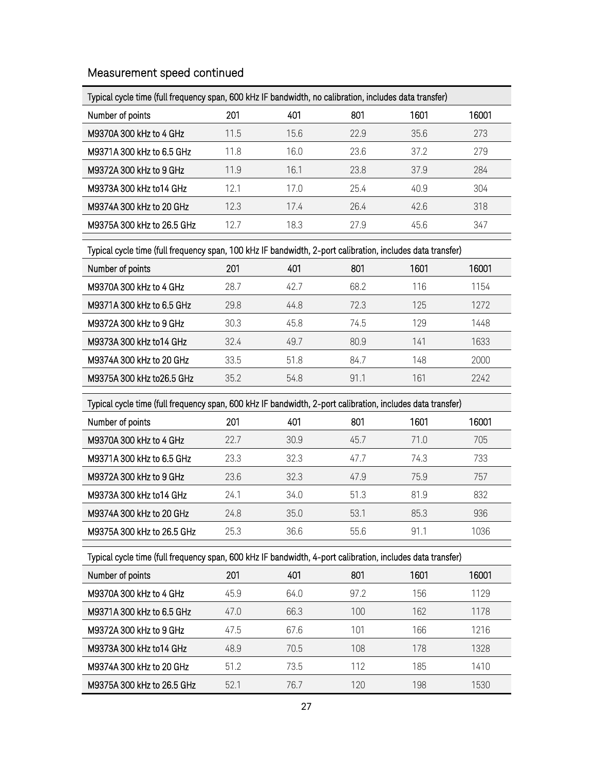## Measurement speed continued

| Typical cycle time (full frequency span, 600 kHz IF bandwidth, no calibration, includes data transfer) | | | | | |
|---|---|---|---|---|---|
| Number of points | 201 | 401 | 801 | 1601 | 16001 |
| M9370A 300 kHz to 4 GHz | 11.5 | 15.6 | 22.9 | 35.6 | 273 |
| M9371A 300 kHz to 6.5 GHz | 11.8 | 16.0 | 23.6 | 37.2 | 279 |
| M9372A 300 kHz to 9 GHz | 11.9 | 16.1 | 23.8 | 37.9 | 284 |
| M9373A 300 kHz to14 GHz | 12.1 | 17.0 | 25.4 | 40.9 | 304 |
| M9374A 300 kHz to 20 GHz | 12.3 | 17.4 | 26.4 | 42.6 | 318 |
| M9375A 300 kHz to 26.5 GHz | 12.7 | 18.3 | 27.9 | 45.6 | 347 |

| Typical cycle time (full frequency span, 100 kHz IF bandwidth, 2-port calibration, includes data transfer) | | | | | |
|---|---|---|---|---|---|
| Number of points | 201 | 401 | 801 | 1601 | 16001 |
| M9370A 300 kHz to 4 GHz | 28.7 | 42.7 | 68.2 | 116 | 1154 |
| M9371A 300 kHz to 6.5 GHz | 29.8 | 44.8 | 72.3 | 125 | 1272 |
| M9372A 300 kHz to 9 GHz | 30.3 | 45.8 | 74.5 | 129 | 1448 |
| M9373A 300 kHz to14 GHz | 32.4 | 49.7 | 80.9 | 141 | 1633 |
| M9374A 300 kHz to 20 GHz | 33.5 | 51.8 | 84.7 | 148 | 2000 |
| M9375A 300 kHz to26.5 GHz | 35.2 | 54.8 | 91.1 | 161 | 2242 |

| Typical cycle time (full frequency span, 600 kHz IF bandwidth, 2-port calibration, includes data transfer) | | | | | |
|---|---|---|---|---|---|
| Number of points | 201 | 401 | 801 | 1601 | 16001 |
| M9370A 300 kHz to 4 GHz | 22.7 | 30.9 | 45.7 | 71.0 | 705 |
| M9371A 300 kHz to 6.5 GHz | 23.3 | 32.3 | 47.7 | 74.3 | 733 |
| M9372A 300 kHz to 9 GHz | 23.6 | 32.3 | 47.9 | 75.9 | 757 |
| M9373A 300 kHz to14 GHz | 24.1 | 34.0 | 51.3 | 81.9 | 832 |
| M9374A 300 kHz to 20 GHz | 24.8 | 35.0 | 53.1 | 85.3 | 936 |
| M9375A 300 kHz to 26.5 GHz | 25.3 | 36.6 | 55.6 | 91.1 | 1036 |

| Typical cycle time (full frequency span, 600 kHz IF bandwidth, 4-port calibration, includes data transfer) | | | | | |
|---|---|---|---|---|---|
| Number of points | 201 | 401 | 801 | 1601 | 16001 |
| M9370A 300 kHz to 4 GHz | 45.9 | 64.0 | 97.2 | 156 | 1129 |
| M9371A 300 kHz to 6.5 GHz | 47.0 | 66.3 | 100 | 162 | 1178 |
| M9372A 300 kHz to 9 GHz | 47.5 | 67.6 | 101 | 166 | 1216 |
| M9373A 300 kHz to14 GHz | 48.9 | 70.5 | 108 | 178 | 1328 |
| M9374A 300 kHz to 20 GHz | 51.2 | 73.5 | 112 | 185 | 1410 |
| M9375A 300 kHz to 26.5 GHz | 52.1 | 76.7 | 120 | 198 | 1530 |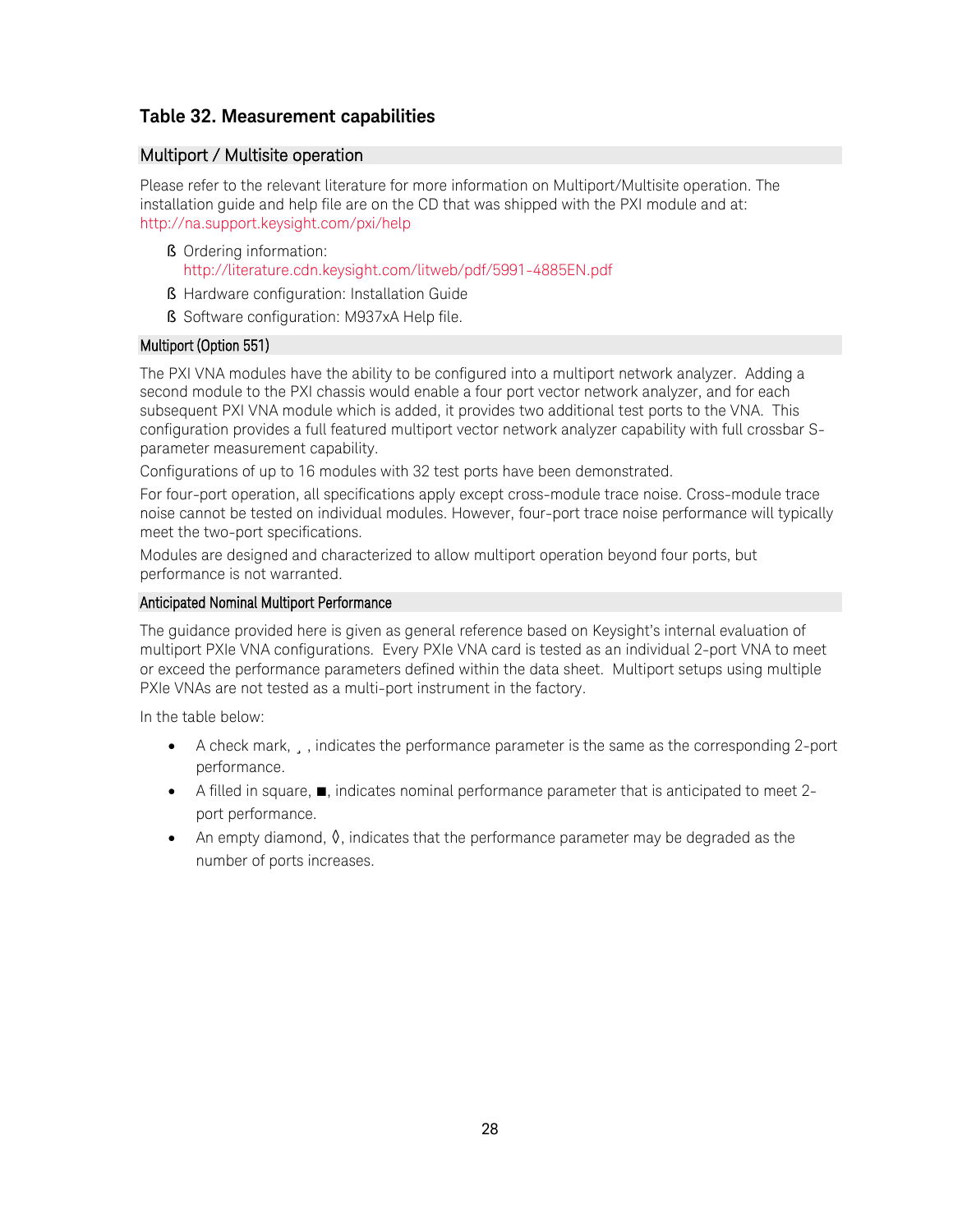## Table 32. Measurement capabilities

### Multiport / Multisite operation

Please refer to the relevant literature for more information on Multiport/Multisite operation. The installation guide and help file are on the CD that was shipped with the PXI module and at: http://na.support.keysight.com/pxi/help

- Ordering information: http://literature.cdn.keysight.com/litweb/pdf/5991-4885EN.pdf
- Hardware configuration: Installation Guide
- Software configuration: M937xA Help file.

#### Multiport (Option 551)

The PXI VNA modules have the ability to be configured into a multiport network analyzer. Adding a second module to the PXI chassis would enable a four port vector network analyzer, and for each subsequent PXI VNA module which is added, it provides two additional test ports to the VNA. This configuration provides a full featured multiport vector network analyzer capability with full crossbar S-parameter measurement capability.

Configurations of up to 16 modules with 32 test ports have been demonstrated.

For four-port operation, all specifications apply except cross-module trace noise. Cross-module trace noise cannot be tested on individual modules. However, four-port trace noise performance will typically meet the two-port specifications.

Modules are designed and characterized to allow multiport operation beyond four ports, but performance is not warranted.

#### Anticipated Nominal Multiport Performance

The guidance provided here is given as general reference based on Keysight's internal evaluation of multiport PXIe VNA configurations. Every PXIe VNA card is tested as an individual 2-port VNA to meet or exceed the performance parameters defined within the data sheet. Multiport setups using multiple PXIe VNAs are not tested as a multi-port instrument in the factory.

In the table below:

- A check mark, ¸ , indicates the performance parameter is the same as the corresponding 2-port performance.
- A filled in square, ■, indicates nominal performance parameter that is anticipated to meet 2-port performance.
- An empty diamond, ◊, indicates that the performance parameter may be degraded as the number of ports increases.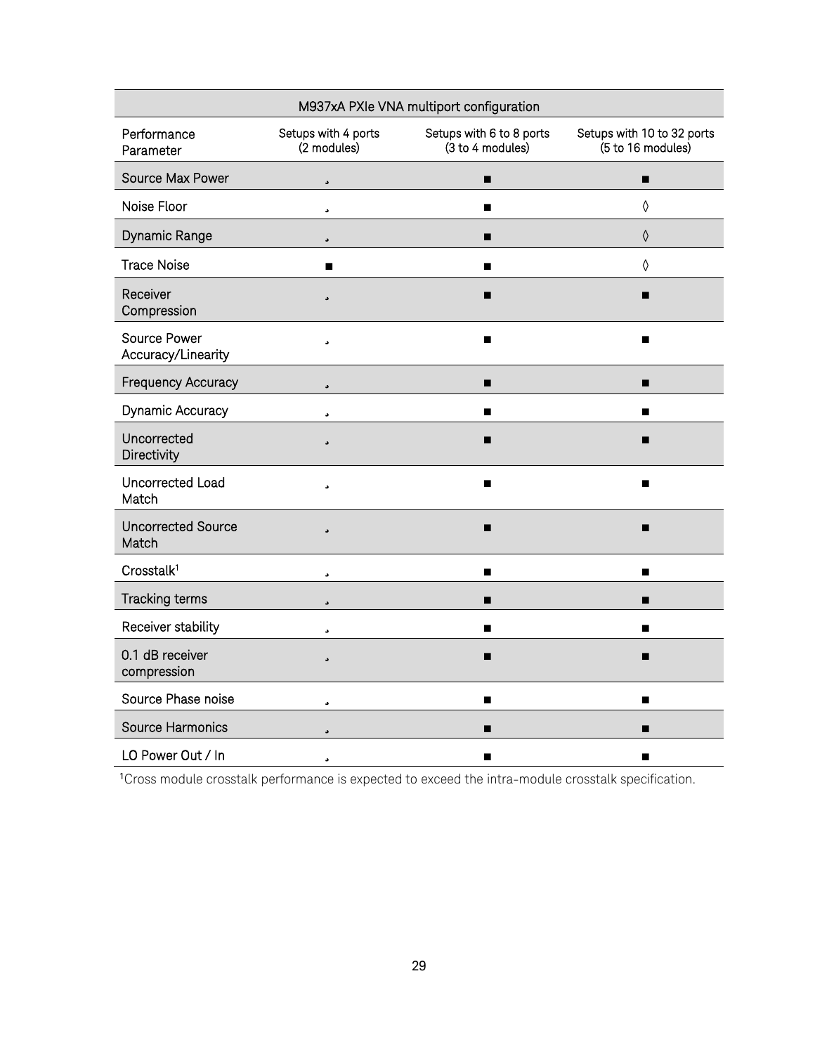| M937xA PXIe VNA multiport configuration | | | |
|---|---|---|---|
| Performance Parameter | Setups with 4 ports (2 modules) | Setups with 6 to 8 ports (3 to 4 modules) | Setups with 10 to 32 ports (5 to 16 modules) |
| Source Max Power | ¸ | ■ | ■ |
| Noise Floor | ¸ | ■ | ◊ |
| Dynamic Range | ¸ | ■ | ◊ |
| Trace Noise | ■ | ■ | ◊ |
| Receiver Compression | ¸ | ■ | ■ |
| Source Power Accuracy/Linearity | ¸ | ■ | ■ |
| Frequency Accuracy | ¸ | ■ | ■ |
| Dynamic Accuracy | ¸ | ■ | ■ |
| Uncorrected Directivity | ¸ | ■ | ■ |
| Uncorrected Load Match | ¸ | ■ | ■ |
| Uncorrected Source Match | ¸ | ■ | ■ |
| Crosstalk[1] | ¸ | ■ | ■ |
| Tracking terms | ¸ | ■ | ■ |
| Receiver stability | ¸ | ■ | ■ |
| 0.1 dB receiver compression | ¸ | ■ | ■ |
| Source Phase noise | ¸ | ■ | ■ |
| Source Harmonics | ¸ | ■ | ■ |
| LO Power Out / In | ¸ | ■ | ■ |

[1]Cross module crosstalk performance is expected to exceed the intra-module crosstalk specification.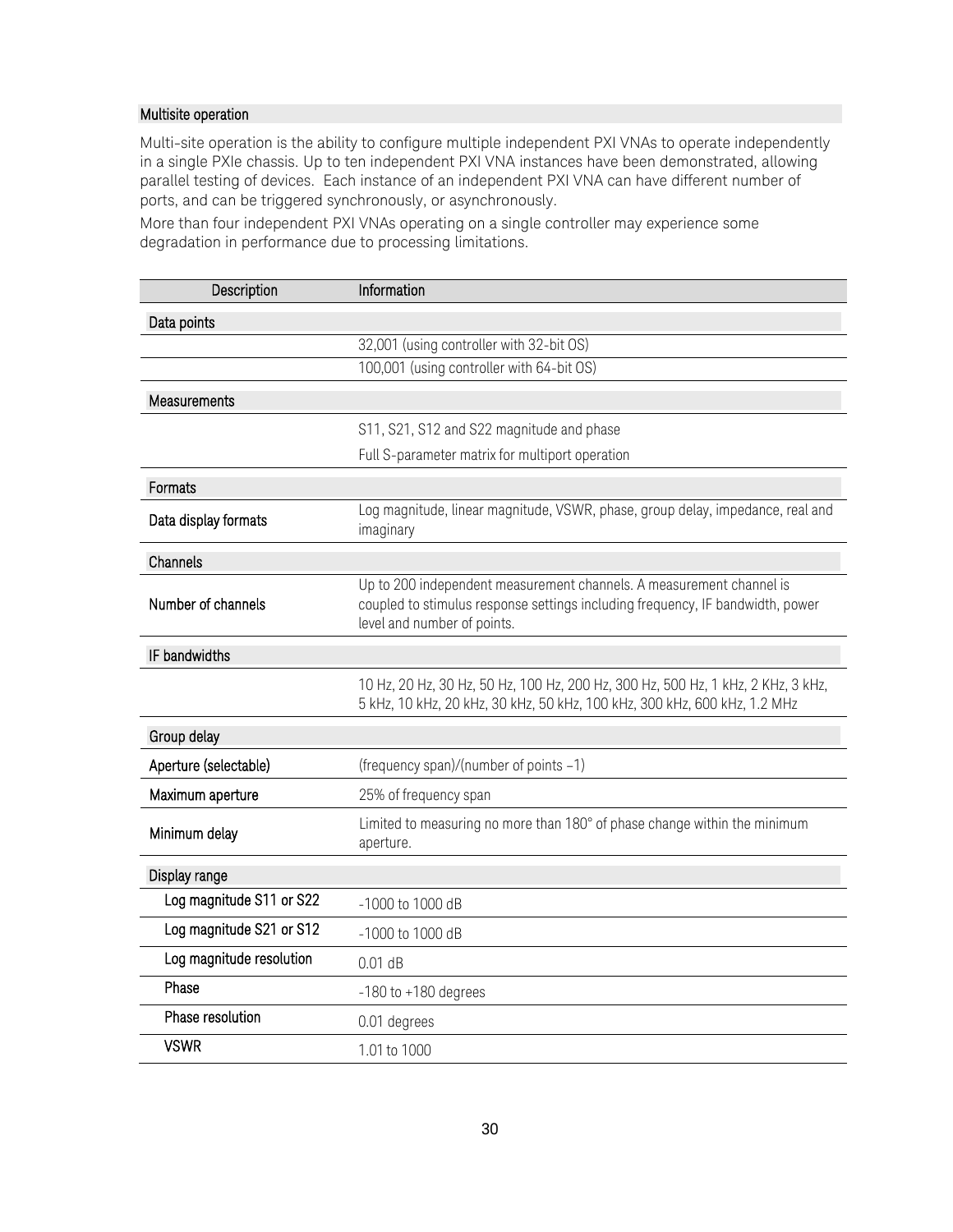### Multisite operation

Multi-site operation is the ability to configure multiple independent PXI VNAs to operate independently in a single PXIe chassis. Up to ten independent PXI VNA instances have been demonstrated, allowing parallel testing of devices. Each instance of an independent PXI VNA can have different number of ports, and can be triggered synchronously, or asynchronously.

More than four independent PXI VNAs operating on a single controller may experience some degradation in performance due to processing limitations.

| Description | Information |
|---|---|
| **Data points** | |
| | 32,001 (using controller with 32-bit OS) |
| | 100,001 (using controller with 64-bit OS) |
| **Measurements** | |
| | S11, S21, S12 and S22 magnitude and phase |
| | Full S-parameter matrix for multiport operation |
| **Formats** | |
| Data display formats | Log magnitude, linear magnitude, VSWR, phase, group delay, impedance, real and imaginary |
| **Channels** | |
| Number of channels | Up to 200 independent measurement channels. A measurement channel is coupled to stimulus response settings including frequency, IF bandwidth, power level and number of points. |
| **IF bandwidths** | |
| | 10 Hz, 20 Hz, 30 Hz, 50 Hz, 100 Hz, 200 Hz, 300 Hz, 500 Hz, 1 kHz, 2 KHz, 3 kHz, 5 kHz, 10 kHz, 20 kHz, 30 kHz, 50 kHz, 100 kHz, 300 kHz, 600 kHz, 1.2 MHz |
| **Group delay** | |
| Aperture (selectable) | (frequency span)/(number of points –1) |
| Maximum aperture | 25% of frequency span |
| Minimum delay | Limited to measuring no more than 180° of phase change within the minimum aperture. |
| **Display range** | |
| Log magnitude S11 or S22 | -1000 to 1000 dB |
| Log magnitude S21 or S12 | -1000 to 1000 dB |
| Log magnitude resolution | 0.01 dB |
| Phase | -180 to +180 degrees |
| Phase resolution | 0.01 degrees |
| VSWR | 1.01 to 1000 |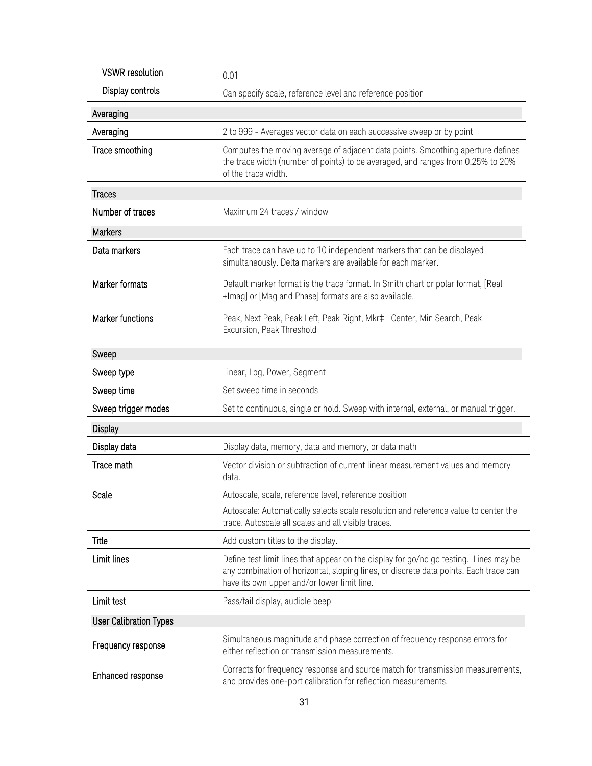| | |
|---|---|
| VSWR resolution | 0.01 |
| Display controls | Can specify scale, reference level and reference position |
| **Averaging** | |
| Averaging | 2 to 999 - Averages vector data on each successive sweep or by point |
| Trace smoothing | Computes the moving average of adjacent data points. Smoothing aperture defines the trace width (number of points) to be averaged, and ranges from 0.25% to 20% of the trace width. |
| **Traces** | |
| Number of traces | Maximum 24 traces / window |
| **Markers** | |
| Data markers | Each trace can have up to 10 independent markers that can be displayed simultaneously. Delta markers are available for each marker. |
| Marker formats | Default marker format is the trace format. In Smith chart or polar format, [Real +Imag] or [Mag and Phase] formats are also available. |
| Marker functions | Peak, Next Peak, Peak Left, Peak Right, Mkr‡ Center, Min Search, Peak Excursion, Peak Threshold |
| **Sweep** | |
| Sweep type | Linear, Log, Power, Segment |
| Sweep time | Set sweep time in seconds |
| Sweep trigger modes | Set to continuous, single or hold. Sweep with internal, external, or manual trigger. |
| **Display** | |
| Display data | Display data, memory, data and memory, or data math |
| Trace math | Vector division or subtraction of current linear measurement values and memory data. |
| Scale | Autoscale, scale, reference level, reference position<br>Autoscale: Automatically selects scale resolution and reference value to center the trace. Autoscale all scales and all visible traces. |
| Title | Add custom titles to the display. |
| Limit lines | Define test limit lines that appear on the display for go/no go testing. Lines may be any combination of horizontal, sloping lines, or discrete data points. Each trace can have its own upper and/or lower limit line. |
| Limit test | Pass/fail display, audible beep |
| **User Calibration Types** | |
| Frequency response | Simultaneous magnitude and phase correction of frequency response errors for either reflection or transmission measurements. |
| Enhanced response | Corrects for frequency response and source match for transmission measurements, and provides one-port calibration for reflection measurements. |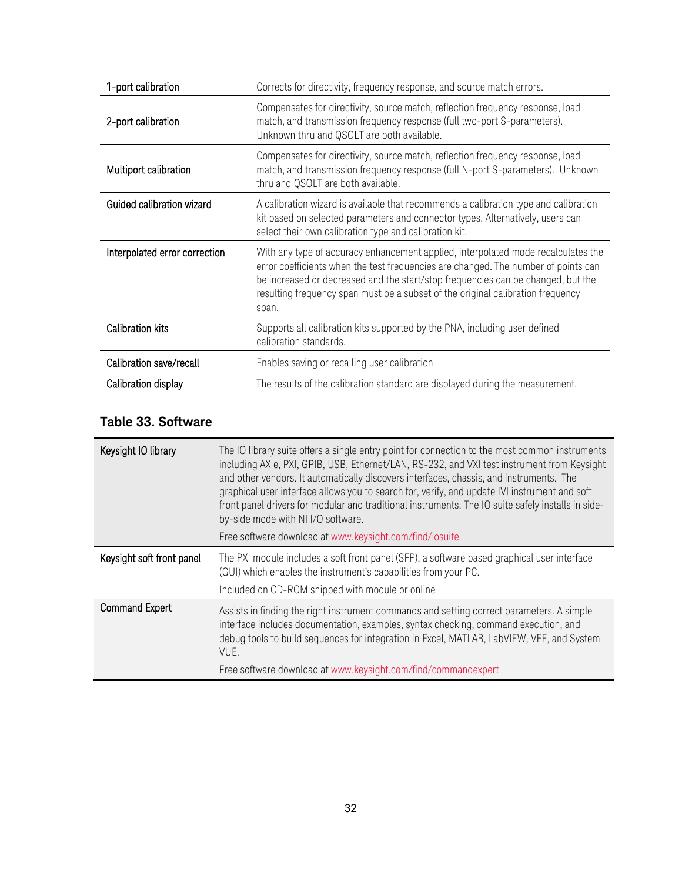| | |
|---|---|
| 1-port calibration | Corrects for directivity, frequency response, and source match errors. |
| 2-port calibration | Compensates for directivity, source match, reflection frequency response, load match, and transmission frequency response (full two-port S-parameters). Unknown thru and QSOLT are both available. |
| Multiport calibration | Compensates for directivity, source match, reflection frequency response, load match, and transmission frequency response (full N-port S-parameters). Unknown thru and QSOLT are both available. |
| Guided calibration wizard | A calibration wizard is available that recommends a calibration type and calibration kit based on selected parameters and connector types. Alternatively, users can select their own calibration type and calibration kit. |
| Interpolated error correction | With any type of accuracy enhancement applied, interpolated mode recalculates the error coefficients when the test frequencies are changed. The number of points can be increased or decreased and the start/stop frequencies can be changed, but the resulting frequency span must be a subset of the original calibration frequency span. |
| Calibration kits | Supports all calibration kits supported by the PNA, including user defined calibration standards. |
| Calibration save/recall | Enables saving or recalling user calibration |
| Calibration display | The results of the calibration standard are displayed during the measurement. |

### Table 33. Software

| | |
|---|---|
| Keysight IO library | The IO library suite offers a single entry point for connection to the most common instruments including AXIe, PXI, GPIB, USB, Ethernet/LAN, RS-232, and VXI test instrument from Keysight and other vendors. It automatically discovers interfaces, chassis, and instruments. The graphical user interface allows you to search for, verify, and update IVI instrument and soft front panel drivers for modular and traditional instruments. The IO suite safely installs in side-by-side mode with NI I/O software.<br><br>Free software download at www.keysight.com/find/iosuite |
| Keysight soft front panel | The PXI module includes a soft front panel (SFP), a software based graphical user interface (GUI) which enables the instrument's capabilities from your PC.<br><br>Included on CD-ROM shipped with module or online |
| Command Expert | Assists in finding the right instrument commands and setting correct parameters. A simple interface includes documentation, examples, syntax checking, command execution, and debug tools to build sequences for integration in Excel, MATLAB, LabVIEW, VEE, and System VUE.<br><br>Free software download at www.keysight.com/find/commandexpert |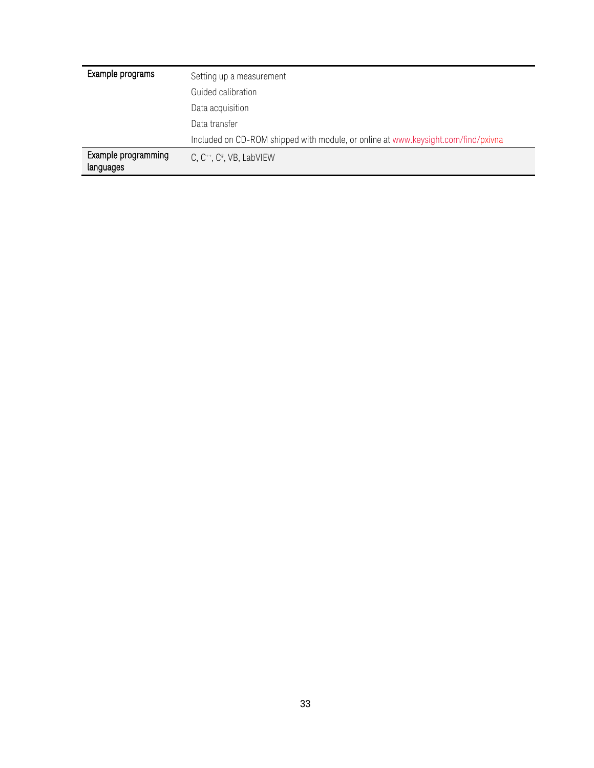| | |
|---|---|
| Example programs | Setting up a measurement<br>Guided calibration<br>Data acquisition<br>Data transfer<br>Included on CD-ROM shipped with module, or online at www.keysight.com/find/pxivna |
| Example programming languages | C, C++, C#, VB, LabVIEW |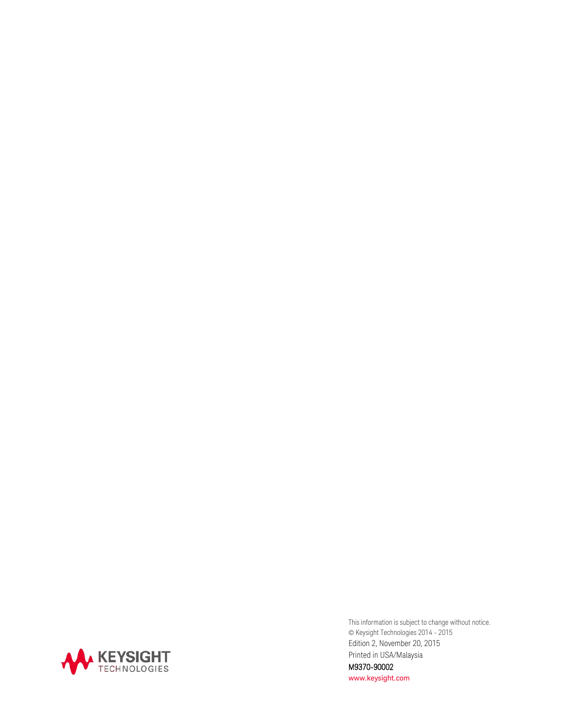KEYSIGHT TECHNOLOGIES

This information is subject to change without notice.
© Keysight Technologies 2014 - 2015
Edition 2, November 20, 2015
Printed in USA/Malaysia
M9370-90002
www.keysight.com